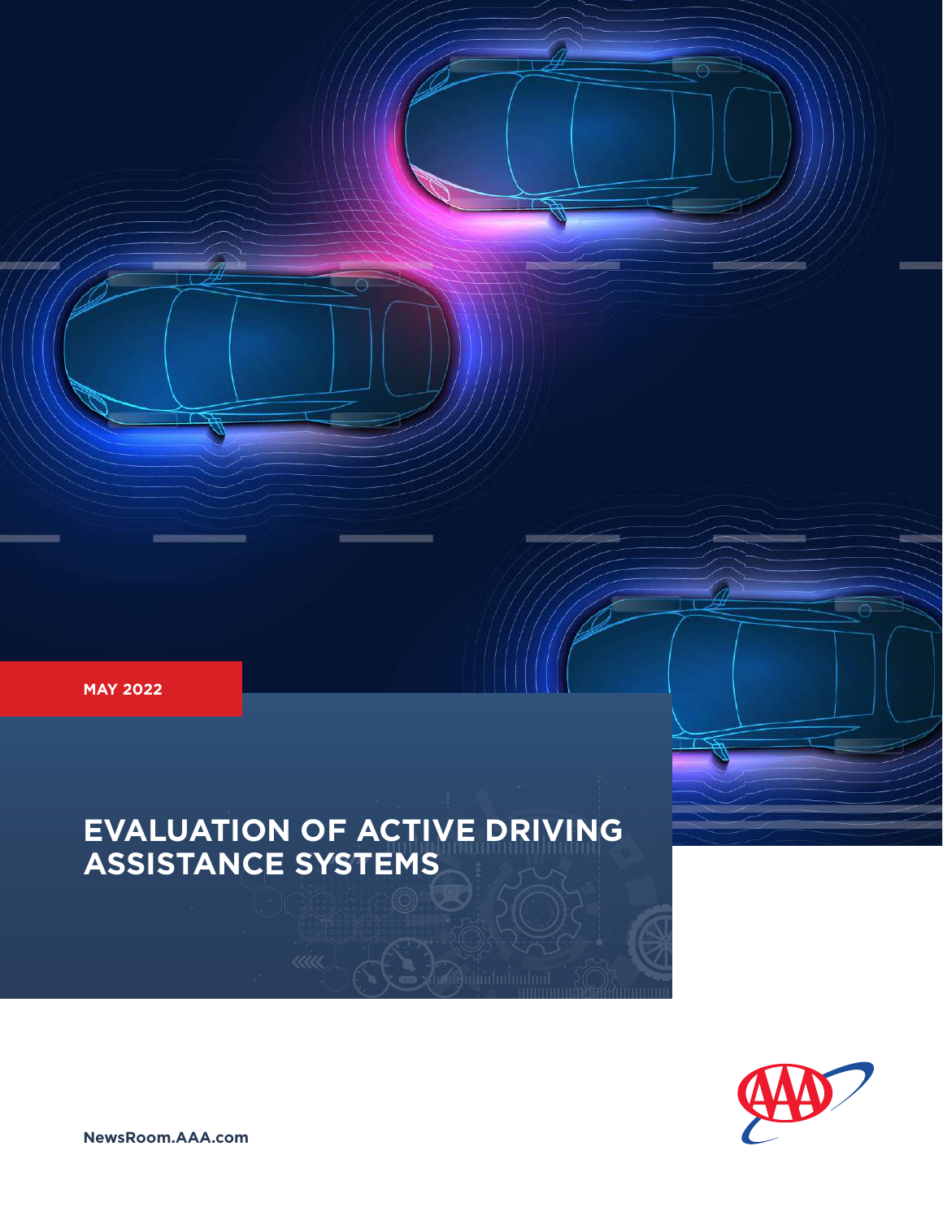MAY 2022

# EVALUATION OF ACTIVE DRIVING ASSISTANCE SYSTEMS

NewsRoom.AAA.com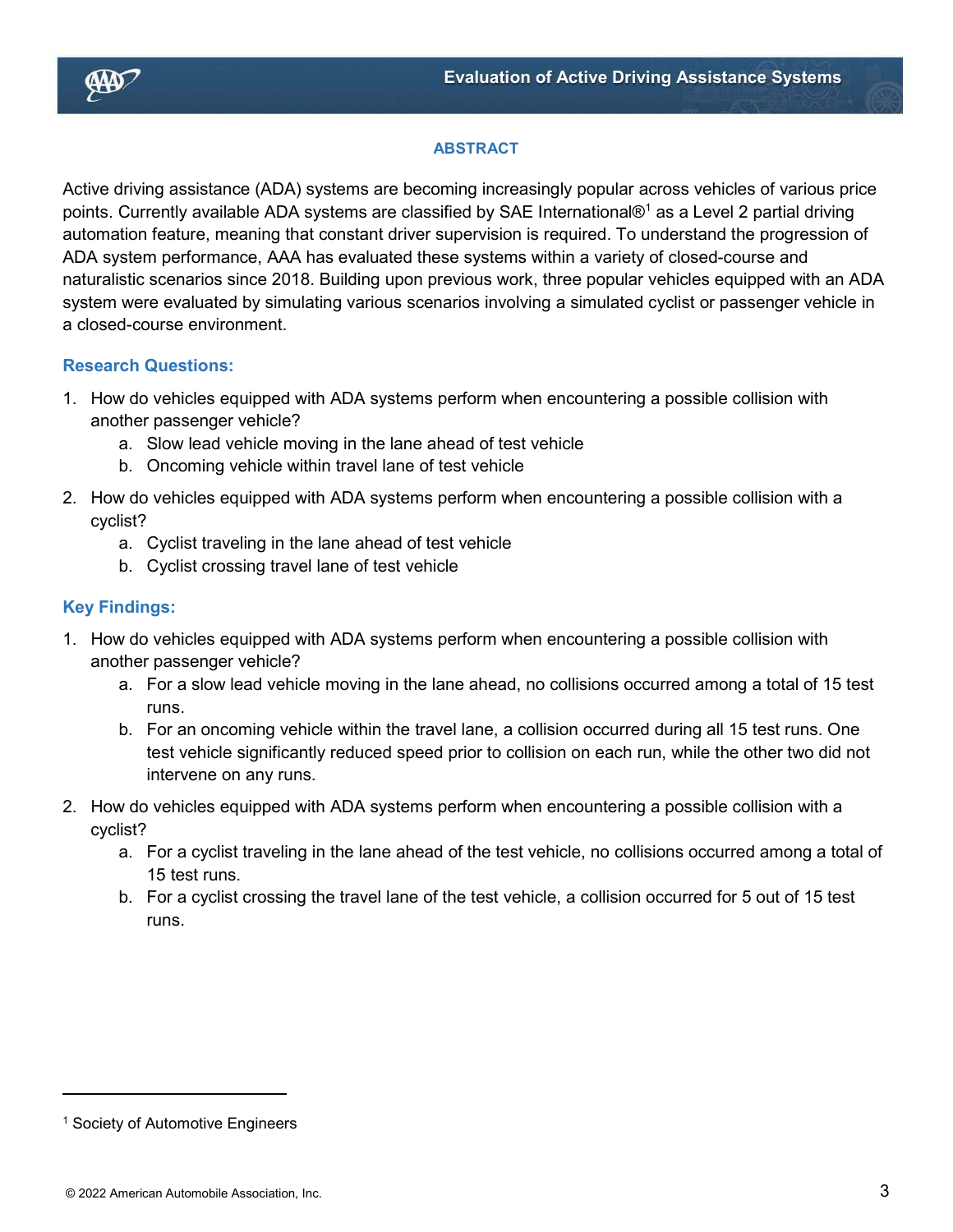## ABSTRACT

Active driving assistance (ADA) systems are becoming increasingly popular across vehicles of various price points. Currently available ADA systems are classified by SAE International®[1] as a Level 2 partial driving automation feature, meaning that constant driver supervision is required. To understand the progression of ADA system performance, AAA has evaluated these systems within a variety of closed-course and naturalistic scenarios since 2018. Building upon previous work, three popular vehicles equipped with an ADA system were evaluated by simulating various scenarios involving a simulated cyclist or passenger vehicle in a closed-course environment.

### Research Questions:

1. How do vehicles equipped with ADA systems perform when encountering a possible collision with another passenger vehicle?
   a. Slow lead vehicle moving in the lane ahead of test vehicle
   b. Oncoming vehicle within travel lane of test vehicle
2. How do vehicles equipped with ADA systems perform when encountering a possible collision with a cyclist?
   a. Cyclist traveling in the lane ahead of test vehicle
   b. Cyclist crossing travel lane of test vehicle

### Key Findings:

1. How do vehicles equipped with ADA systems perform when encountering a possible collision with another passenger vehicle?
   a. For a slow lead vehicle moving in the lane ahead, no collisions occurred among a total of 15 test runs.
   b. For an oncoming vehicle within the travel lane, a collision occurred during all 15 test runs. One test vehicle significantly reduced speed prior to collision on each run, while the other two did not intervene on any runs.
2. How do vehicles equipped with ADA systems perform when encountering a possible collision with a cyclist?
   a. For a cyclist traveling in the lane ahead of the test vehicle, no collisions occurred among a total of 15 test runs.
   b. For a cyclist crossing the travel lane of the test vehicle, a collision occurred for 5 out of 15 test runs.

[1] Society of Automotive Engineers

© 2022 American Automobile Association, Inc.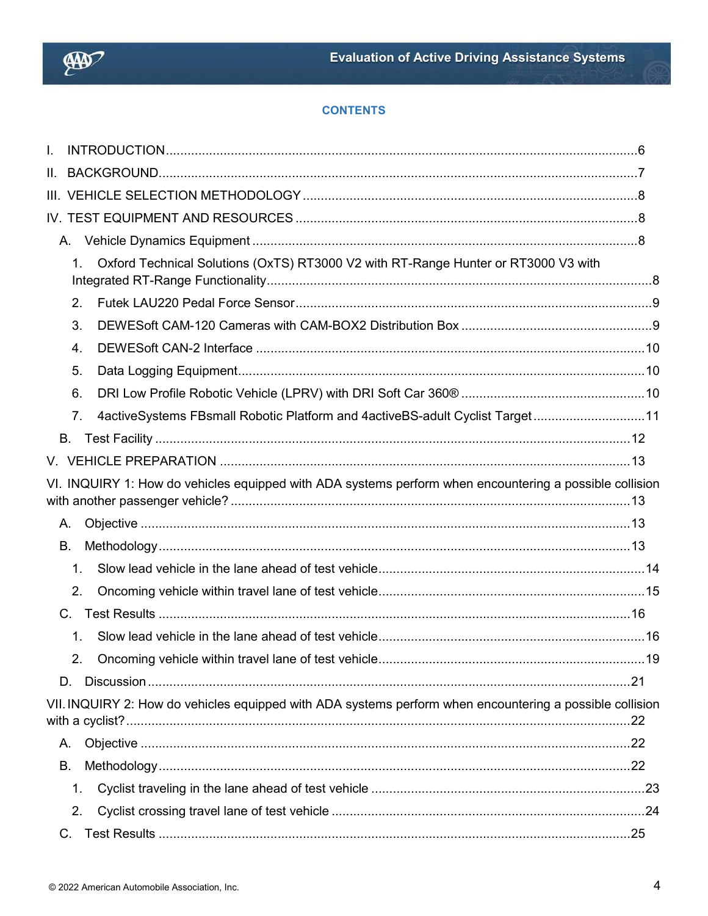## CONTENTS

I. INTRODUCTION ........ 6

II. BACKGROUND ........ 7

III. VEHICLE SELECTION METHODOLOGY ........ 8

IV. TEST EQUIPMENT AND RESOURCES ........ 8

- A. Vehicle Dynamics Equipment ........ 8
  1. Oxford Technical Solutions (OxTS) RT3000 V2 with RT-Range Hunter or RT3000 V3 with Integrated RT-Range Functionality ........ 8
  2. Futek LAU220 Pedal Force Sensor ........ 9
  3. DEWESoft CAM-120 Cameras with CAM-BOX2 Distribution Box ........ 9
  4. DEWESoft CAN-2 Interface ........ 10
  5. Data Logging Equipment ........ 10
  6. DRI Low Profile Robotic Vehicle (LPRV) with DRI Soft Car 360® ........ 10
  7. 4activeSystems FBsmall Robotic Platform and 4activeBS-adult Cyclist Target ........ 11
- B. Test Facility ........ 12

V. VEHICLE PREPARATION ........ 13

VI. INQUIRY 1: How do vehicles equipped with ADA systems perform when encountering a possible collision with another passenger vehicle? ........ 13

- A. Objective ........ 13
- B. Methodology ........ 13
  1. Slow lead vehicle in the lane ahead of test vehicle ........ 14
  2. Oncoming vehicle within travel lane of test vehicle ........ 15
- C. Test Results ........ 16
  1. Slow lead vehicle in the lane ahead of test vehicle ........ 16
  2. Oncoming vehicle within travel lane of test vehicle ........ 19
- D. Discussion ........ 21

VII. INQUIRY 2: How do vehicles equipped with ADA systems perform when encountering a possible collision with a cyclist? ........ 22

- A. Objective ........ 22
- B. Methodology ........ 22
  1. Cyclist traveling in the lane ahead of test vehicle ........ 23
  2. Cyclist crossing travel lane of test vehicle ........ 24
- C. Test Results ........ 25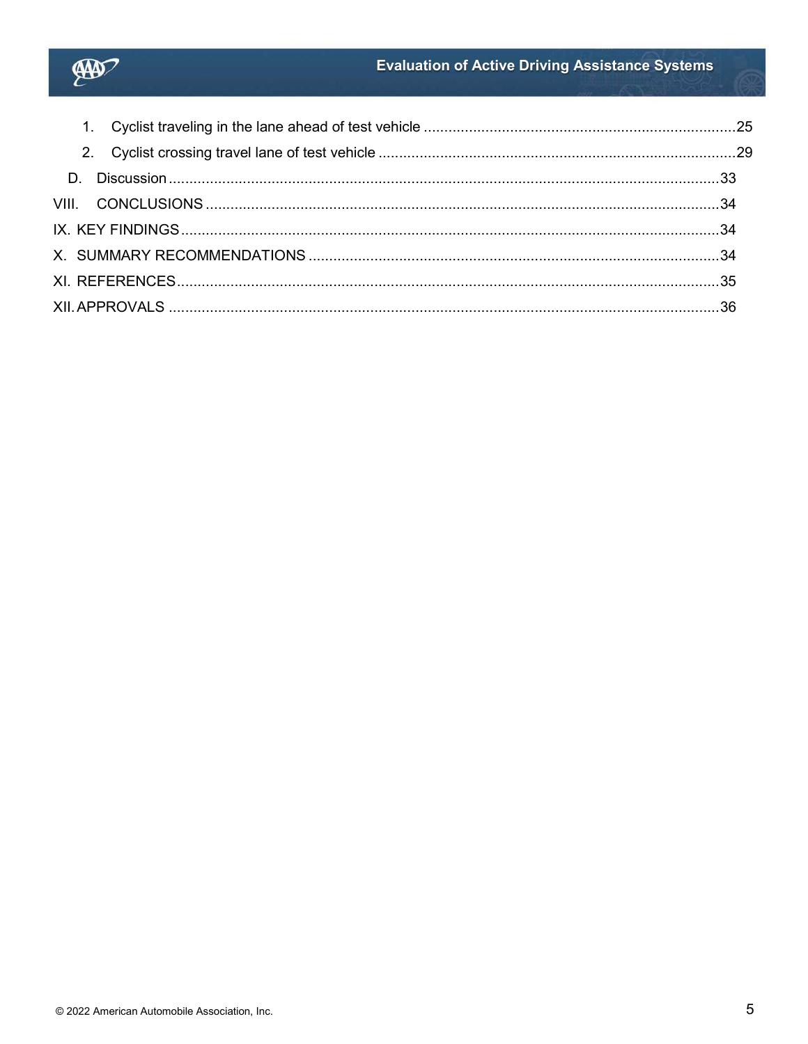1. Cyclist traveling in the lane ahead of test vehicle ....................................................................25
2. Cyclist crossing travel lane of test vehicle ........................................................................................29

D. Discussion ........................................................................................................................................33

VIII. CONCLUSIONS ...............................................................................................................................34

IX. KEY FINDINGS ..................................................................................................................................34

X. SUMMARY RECOMMENDATIONS ...................................................................................................34

XI. REFERENCES ...................................................................................................................................35

XII. APPROVALS ......................................................................................................................................36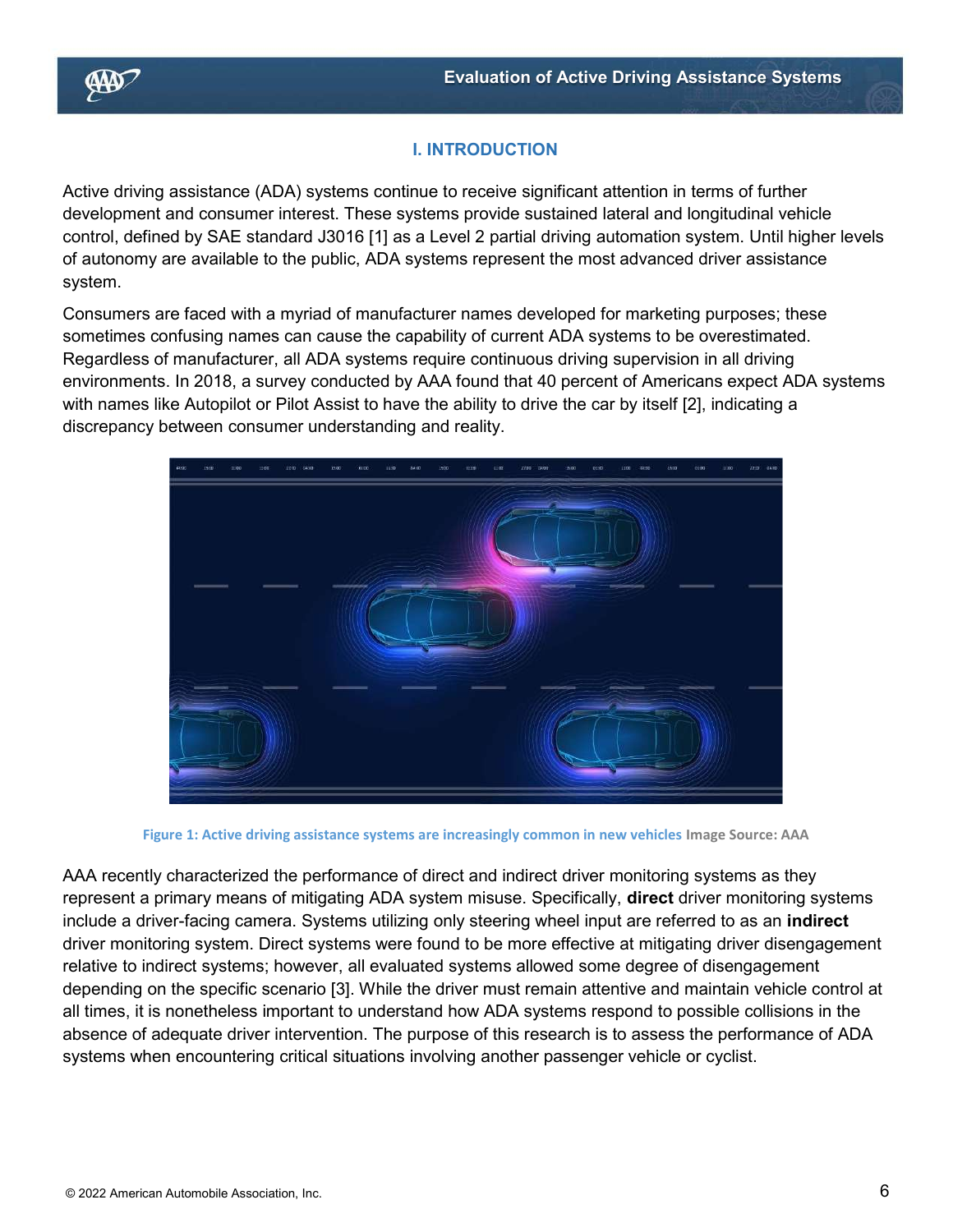## I. INTRODUCTION

Active driving assistance (ADA) systems continue to receive significant attention in terms of further development and consumer interest. These systems provide sustained lateral and longitudinal vehicle control, defined by SAE standard J3016 [1] as a Level 2 partial driving automation system. Until higher levels of autonomy are available to the public, ADA systems represent the most advanced driver assistance system.

Consumers are faced with a myriad of manufacturer names developed for marketing purposes; these sometimes confusing names can cause the capability of current ADA systems to be overestimated. Regardless of manufacturer, all ADA systems require continuous driving supervision in all driving environments. In 2018, a survey conducted by AAA found that 40 percent of Americans expect ADA systems with names like Autopilot or Pilot Assist to have the ability to drive the car by itself [2], indicating a discrepancy between consumer understanding and reality.

Figure 1: Active driving assistance systems are increasingly common in new vehicles Image Source: AAA

AAA recently characterized the performance of direct and indirect driver monitoring systems as they represent a primary means of mitigating ADA system misuse. Specifically, **direct** driver monitoring systems include a driver-facing camera. Systems utilizing only steering wheel input are referred to as an **indirect** driver monitoring system. Direct systems were found to be more effective at mitigating driver disengagement relative to indirect systems; however, all evaluated systems allowed some degree of disengagement depending on the specific scenario [3]. While the driver must remain attentive and maintain vehicle control at all times, it is nonetheless important to understand how ADA systems respond to possible collisions in the absence of adequate driver intervention. The purpose of this research is to assess the performance of ADA systems when encountering critical situations involving another passenger vehicle or cyclist.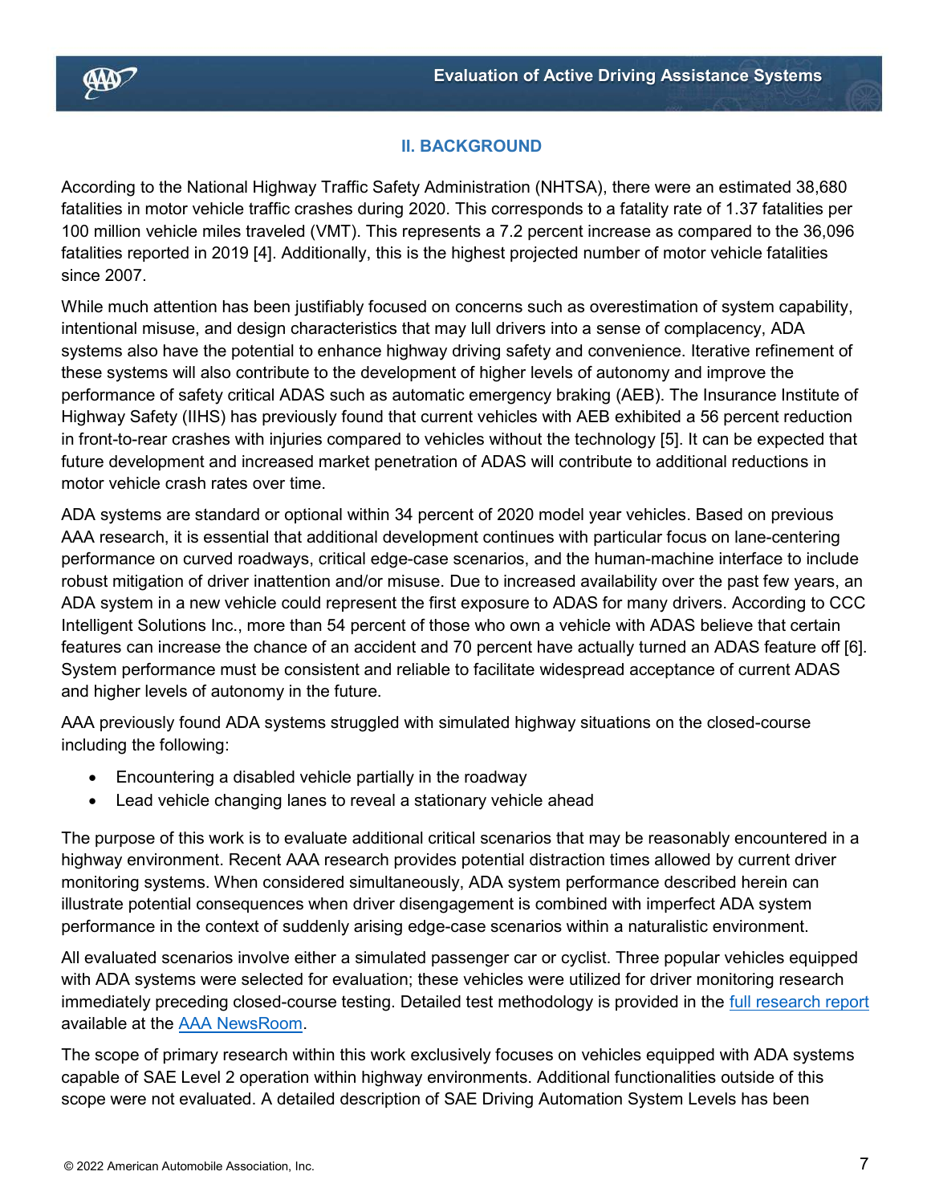## II. BACKGROUND

According to the National Highway Traffic Safety Administration (NHTSA), there were an estimated 38,680 fatalities in motor vehicle traffic crashes during 2020. This corresponds to a fatality rate of 1.37 fatalities per 100 million vehicle miles traveled (VMT). This represents a 7.2 percent increase as compared to the 36,096 fatalities reported in 2019 [4]. Additionally, this is the highest projected number of motor vehicle fatalities since 2007.

While much attention has been justifiably focused on concerns such as overestimation of system capability, intentional misuse, and design characteristics that may lull drivers into a sense of complacency, ADA systems also have the potential to enhance highway driving safety and convenience. Iterative refinement of these systems will also contribute to the development of higher levels of autonomy and improve the performance of safety critical ADAS such as automatic emergency braking (AEB). The Insurance Institute of Highway Safety (IIHS) has previously found that current vehicles with AEB exhibited a 56 percent reduction in front-to-rear crashes with injuries compared to vehicles without the technology [5]. It can be expected that future development and increased market penetration of ADAS will contribute to additional reductions in motor vehicle crash rates over time.

ADA systems are standard or optional within 34 percent of 2020 model year vehicles. Based on previous AAA research, it is essential that additional development continues with particular focus on lane-centering performance on curved roadways, critical edge-case scenarios, and the human-machine interface to include robust mitigation of driver inattention and/or misuse. Due to increased availability over the past few years, an ADA system in a new vehicle could represent the first exposure to ADAS for many drivers. According to CCC Intelligent Solutions Inc., more than 54 percent of those who own a vehicle with ADAS believe that certain features can increase the chance of an accident and 70 percent have actually turned an ADAS feature off [6]. System performance must be consistent and reliable to facilitate widespread acceptance of current ADAS and higher levels of autonomy in the future.

AAA previously found ADA systems struggled with simulated highway situations on the closed-course including the following:

- Encountering a disabled vehicle partially in the roadway
- Lead vehicle changing lanes to reveal a stationary vehicle ahead

The purpose of this work is to evaluate additional critical scenarios that may be reasonably encountered in a highway environment. Recent AAA research provides potential distraction times allowed by current driver monitoring systems. When considered simultaneously, ADA system performance described herein can illustrate potential consequences when driver disengagement is combined with imperfect ADA system performance in the context of suddenly arising edge-case scenarios within a naturalistic environment.

All evaluated scenarios involve either a simulated passenger car or cyclist. Three popular vehicles equipped with ADA systems were selected for evaluation; these vehicles were utilized for driver monitoring research immediately preceding closed-course testing. Detailed test methodology is provided in the full research report available at the AAA NewsRoom.

The scope of primary research within this work exclusively focuses on vehicles equipped with ADA systems capable of SAE Level 2 operation within highway environments. Additional functionalities outside of this scope were not evaluated. A detailed description of SAE Driving Automation System Levels has been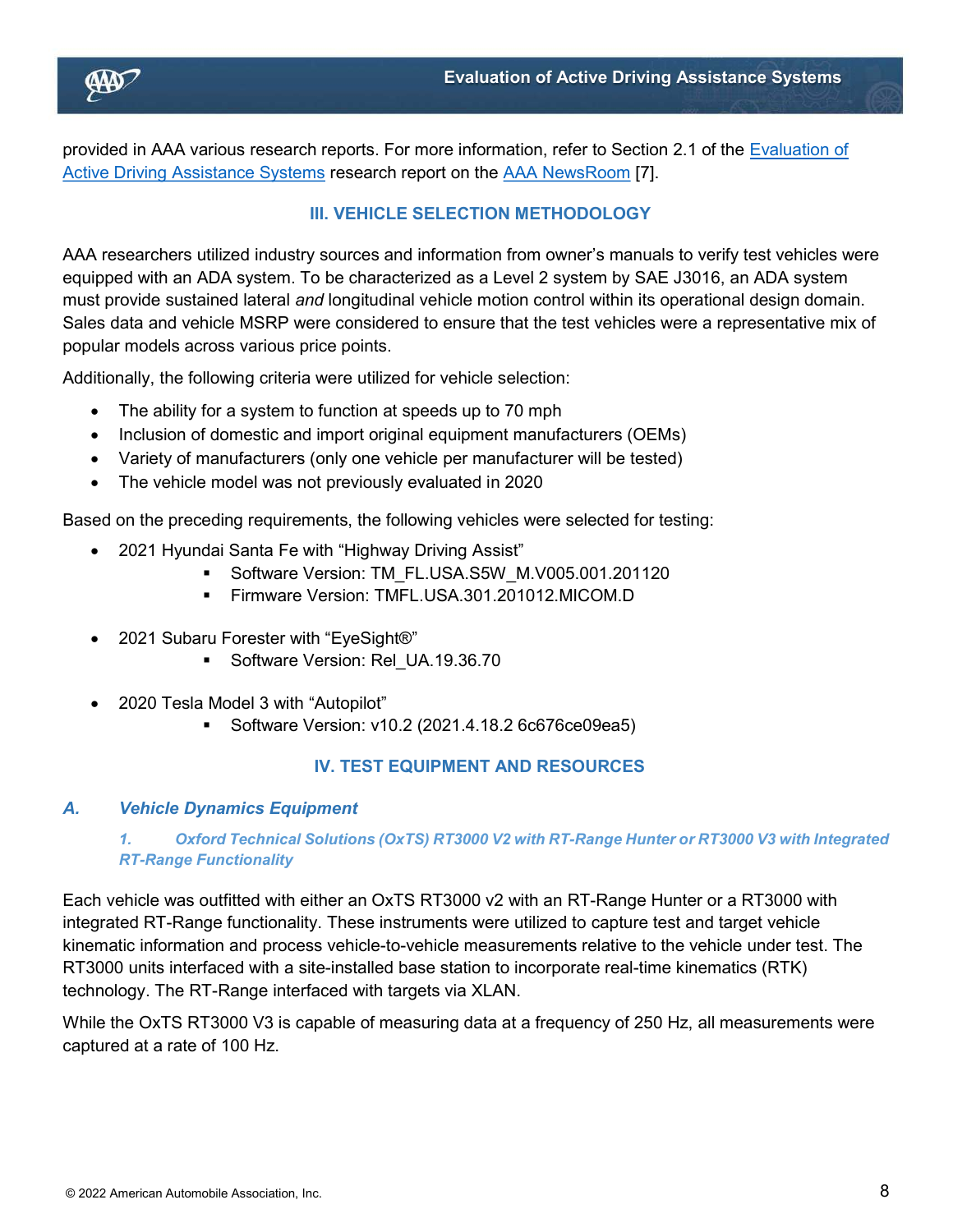provided in AAA various research reports. For more information, refer to Section 2.1 of the [Evaluation of Active Driving Assistance Systems](#) research report on the [AAA NewsRoom](#) [7].

## III. VEHICLE SELECTION METHODOLOGY

AAA researchers utilized industry sources and information from owner's manuals to verify test vehicles were equipped with an ADA system. To be characterized as a Level 2 system by SAE J3016, an ADA system must provide sustained lateral *and* longitudinal vehicle motion control within its operational design domain. Sales data and vehicle MSRP were considered to ensure that the test vehicles were a representative mix of popular models across various price points.

Additionally, the following criteria were utilized for vehicle selection:

- The ability for a system to function at speeds up to 70 mph
- Inclusion of domestic and import original equipment manufacturers (OEMs)
- Variety of manufacturers (only one vehicle per manufacturer will be tested)
- The vehicle model was not previously evaluated in 2020

Based on the preceding requirements, the following vehicles were selected for testing:

- 2021 Hyundai Santa Fe with "Highway Driving Assist"
    - Software Version: TM_FL.USA.S5W_M.V005.001.201120
    - Firmware Version: TMFL.USA.301.201012.MICOM.D
- 2021 Subaru Forester with "EyeSight®"
    - Software Version: Rel_UA.19.36.70
- 2020 Tesla Model 3 with "Autopilot"
    - Software Version: v10.2 (2021.4.18.2 6c676ce09ea5)

## IV. TEST EQUIPMENT AND RESOURCES

### *A. Vehicle Dynamics Equipment*

#### *1. Oxford Technical Solutions (OxTS) RT3000 V2 with RT-Range Hunter or RT3000 V3 with Integrated RT-Range Functionality*

Each vehicle was outfitted with either an OxTS RT3000 v2 with an RT-Range Hunter or a RT3000 with integrated RT-Range functionality. These instruments were utilized to capture test and target vehicle kinematic information and process vehicle-to-vehicle measurements relative to the vehicle under test. The RT3000 units interfaced with a site-installed base station to incorporate real-time kinematics (RTK) technology. The RT-Range interfaced with targets via XLAN.

While the OxTS RT3000 V3 is capable of measuring data at a frequency of 250 Hz, all measurements were captured at a rate of 100 Hz.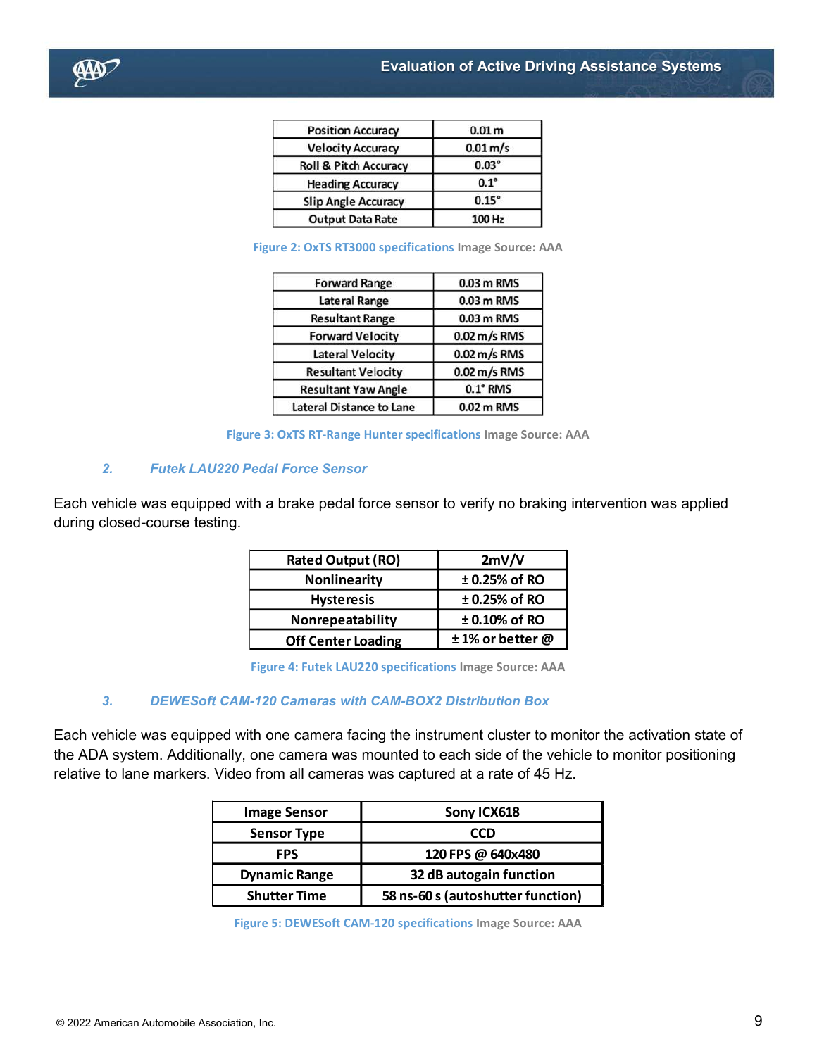| Position Accuracy | 0.01 m |
|---|---|
| Velocity Accuracy | 0.01 m/s |
| Roll & Pitch Accuracy | 0.03° |
| Heading Accuracy | 0.1° |
| Slip Angle Accuracy | 0.15° |
| Output Data Rate | 100 Hz |

Figure 2: OxTS RT3000 specifications Image Source: AAA

| Forward Range | 0.03 m RMS |
|---|---|
| Lateral Range | 0.03 m RMS |
| Resultant Range | 0.03 m RMS |
| Forward Velocity | 0.02 m/s RMS |
| Lateral Velocity | 0.02 m/s RMS |
| Resultant Velocity | 0.02 m/s RMS |
| Resultant Yaw Angle | 0.1° RMS |
| Lateral Distance to Lane | 0.02 m RMS |

Figure 3: OxTS RT-Range Hunter specifications Image Source: AAA

### 2. Futek LAU220 Pedal Force Sensor

Each vehicle was equipped with a brake pedal force sensor to verify no braking intervention was applied during closed-course testing.

| Rated Output (RO) | 2mV/V |
|---|---|
| Nonlinearity | ± 0.25% of RO |
| Hysteresis | ± 0.25% of RO |
| Nonrepeatability | ± 0.10% of RO |
| Off Center Loading | ± 1% or better @ |

Figure 4: Futek LAU220 specifications Image Source: AAA

### 3. DEWESoft CAM-120 Cameras with CAM-BOX2 Distribution Box

Each vehicle was equipped with one camera facing the instrument cluster to monitor the activation state of the ADA system. Additionally, one camera was mounted to each side of the vehicle to monitor positioning relative to lane markers. Video from all cameras was captured at a rate of 45 Hz.

| Image Sensor | Sony ICX618 |
|---|---|
| Sensor Type | CCD |
| FPS | 120 FPS @ 640x480 |
| Dynamic Range | 32 dB autogain function |
| Shutter Time | 58 ns-60 s (autoshutter function) |

Figure 5: DEWESoft CAM-120 specifications Image Source: AAA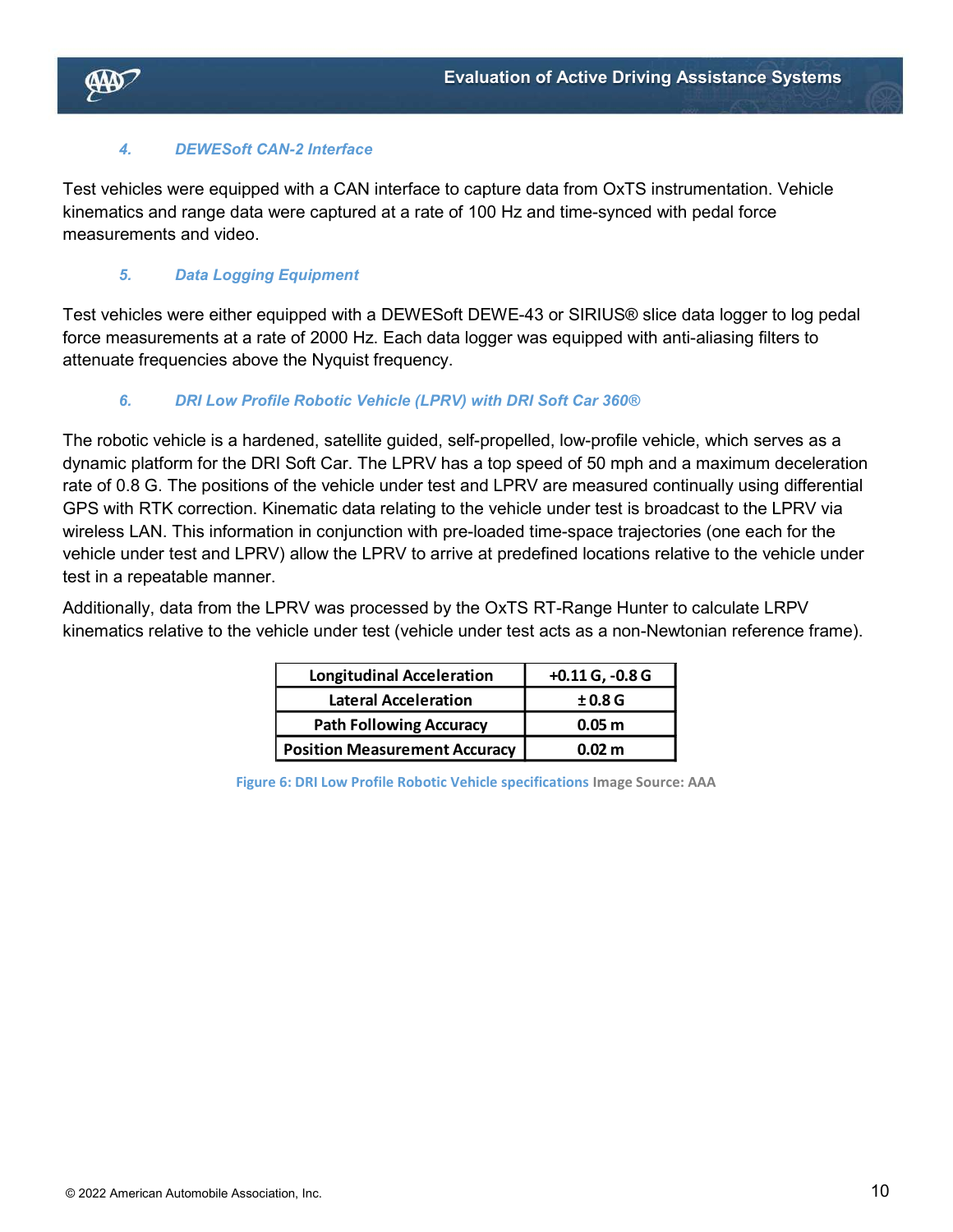#### 4. DEWESoft CAN-2 Interface

Test vehicles were equipped with a CAN interface to capture data from OxTS instrumentation. Vehicle kinematics and range data were captured at a rate of 100 Hz and time-synced with pedal force measurements and video.

#### 5. Data Logging Equipment

Test vehicles were either equipped with a DEWESoft DEWE-43 or SIRIUS® slice data logger to log pedal force measurements at a rate of 2000 Hz. Each data logger was equipped with anti-aliasing filters to attenuate frequencies above the Nyquist frequency.

#### 6. DRI Low Profile Robotic Vehicle (LPRV) with DRI Soft Car 360®

The robotic vehicle is a hardened, satellite guided, self-propelled, low-profile vehicle, which serves as a dynamic platform for the DRI Soft Car. The LPRV has a top speed of 50 mph and a maximum deceleration rate of 0.8 G. The positions of the vehicle under test and LPRV are measured continually using differential GPS with RTK correction. Kinematic data relating to the vehicle under test is broadcast to the LPRV via wireless LAN. This information in conjunction with pre-loaded time-space trajectories (one each for the vehicle under test and LPRV) allow the LPRV to arrive at predefined locations relative to the vehicle under test in a repeatable manner.

Additionally, data from the LPRV was processed by the OxTS RT-Range Hunter to calculate LRPV kinematics relative to the vehicle under test (vehicle under test acts as a non-Newtonian reference frame).

| | |
|---|---|
| **Longitudinal Acceleration** | **+0.11 G, -0.8 G** |
| **Lateral Acceleration** | **± 0.8 G** |
| **Path Following Accuracy** | **0.05 m** |
| **Position Measurement Accuracy** | **0.02 m** |

Figure 6: DRI Low Profile Robotic Vehicle specifications Image Source: AAA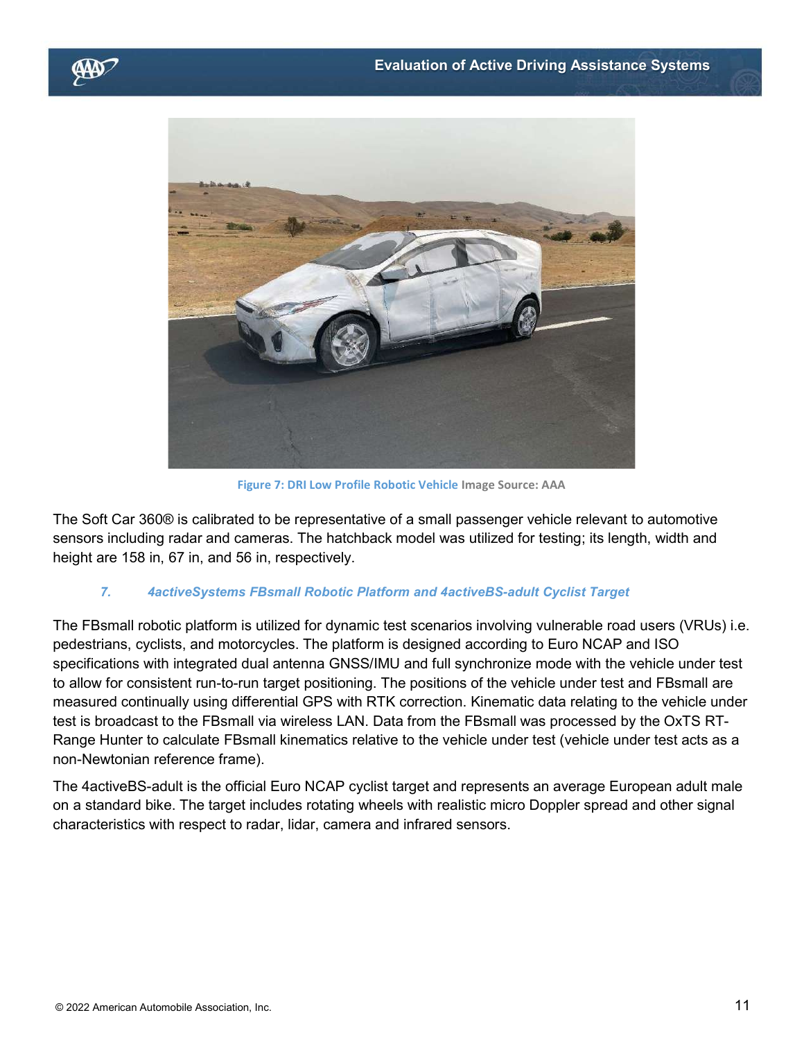Figure 7: DRI Low Profile Robotic Vehicle Image Source: AAA

The Soft Car 360® is calibrated to be representative of a small passenger vehicle relevant to automotive sensors including radar and cameras. The hatchback model was utilized for testing; its length, width and height are 158 in, 67 in, and 56 in, respectively.

### *7. 4activeSystems FBsmall Robotic Platform and 4activeBS-adult Cyclist Target*

The FBsmall robotic platform is utilized for dynamic test scenarios involving vulnerable road users (VRUs) i.e. pedestrians, cyclists, and motorcycles. The platform is designed according to Euro NCAP and ISO specifications with integrated dual antenna GNSS/IMU and full synchronize mode with the vehicle under test to allow for consistent run-to-run target positioning. The positions of the vehicle under test and FBsmall are measured continually using differential GPS with RTK correction. Kinematic data relating to the vehicle under test is broadcast to the FBsmall via wireless LAN. Data from the FBsmall was processed by the OxTS RT-Range Hunter to calculate FBsmall kinematics relative to the vehicle under test (vehicle under test acts as a non-Newtonian reference frame).

The 4activeBS-adult is the official Euro NCAP cyclist target and represents an average European adult male on a standard bike. The target includes rotating wheels with realistic micro Doppler spread and other signal characteristics with respect to radar, lidar, camera and infrared sensors.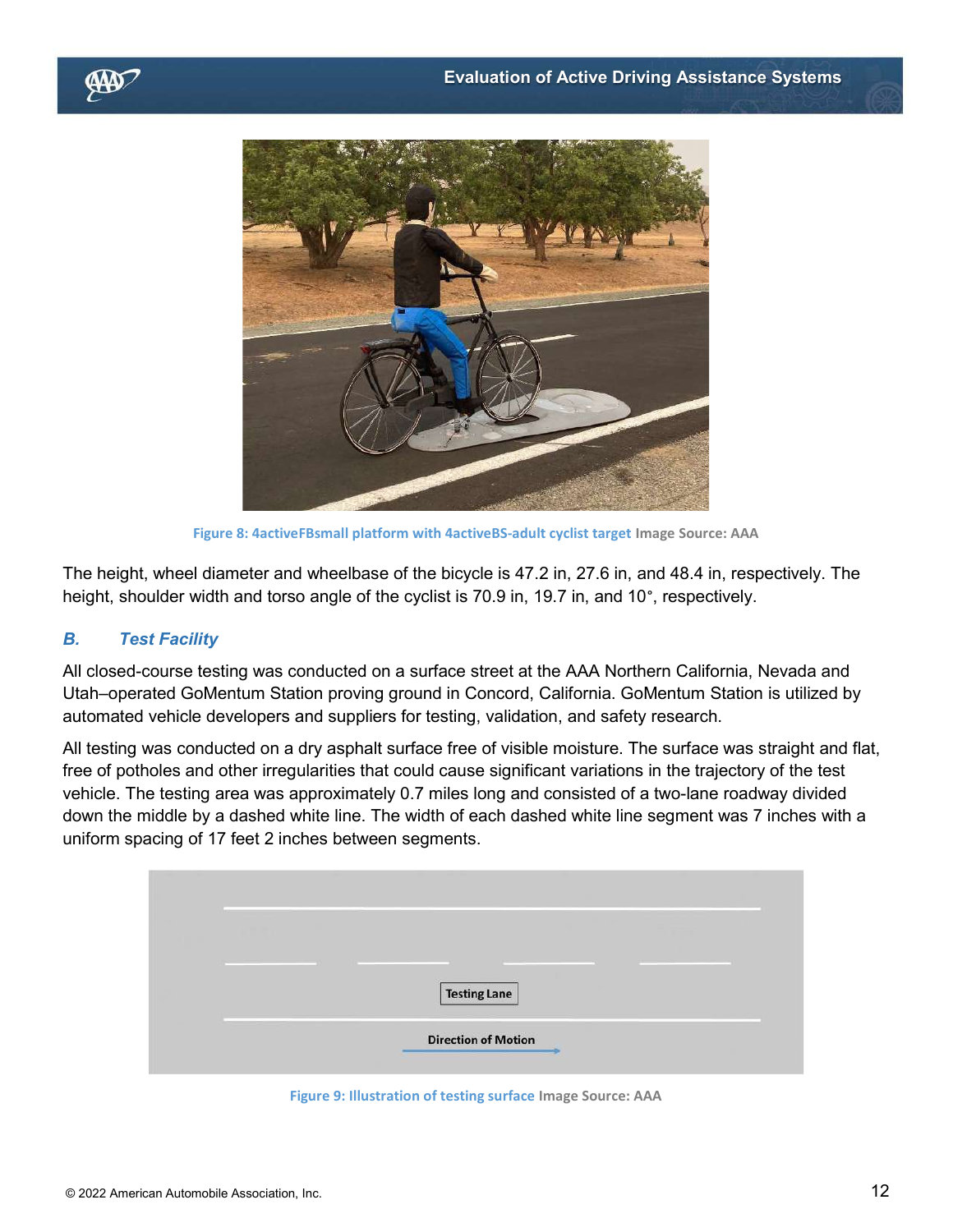Figure 8: 4activeFBsmall platform with 4activeBS-adult cyclist target Image Source: AAA

The height, wheel diameter and wheelbase of the bicycle is 47.2 in, 27.6 in, and 48.4 in, respectively. The height, shoulder width and torso angle of the cyclist is 70.9 in, 19.7 in, and 10°, respectively.

### *B. Test Facility*

All closed-course testing was conducted on a surface street at the AAA Northern California, Nevada and Utah–operated GoMentum Station proving ground in Concord, California. GoMentum Station is utilized by automated vehicle developers and suppliers for testing, validation, and safety research.

All testing was conducted on a dry asphalt surface free of visible moisture. The surface was straight and flat, free of potholes and other irregularities that could cause significant variations in the trajectory of the test vehicle. The testing area was approximately 0.7 miles long and consisted of a two-lane roadway divided down the middle by a dashed white line. The width of each dashed white line segment was 7 inches with a uniform spacing of 17 feet 2 inches between segments.

Testing Lane

Direction of Motion

Figure 9: Illustration of testing surface Image Source: AAA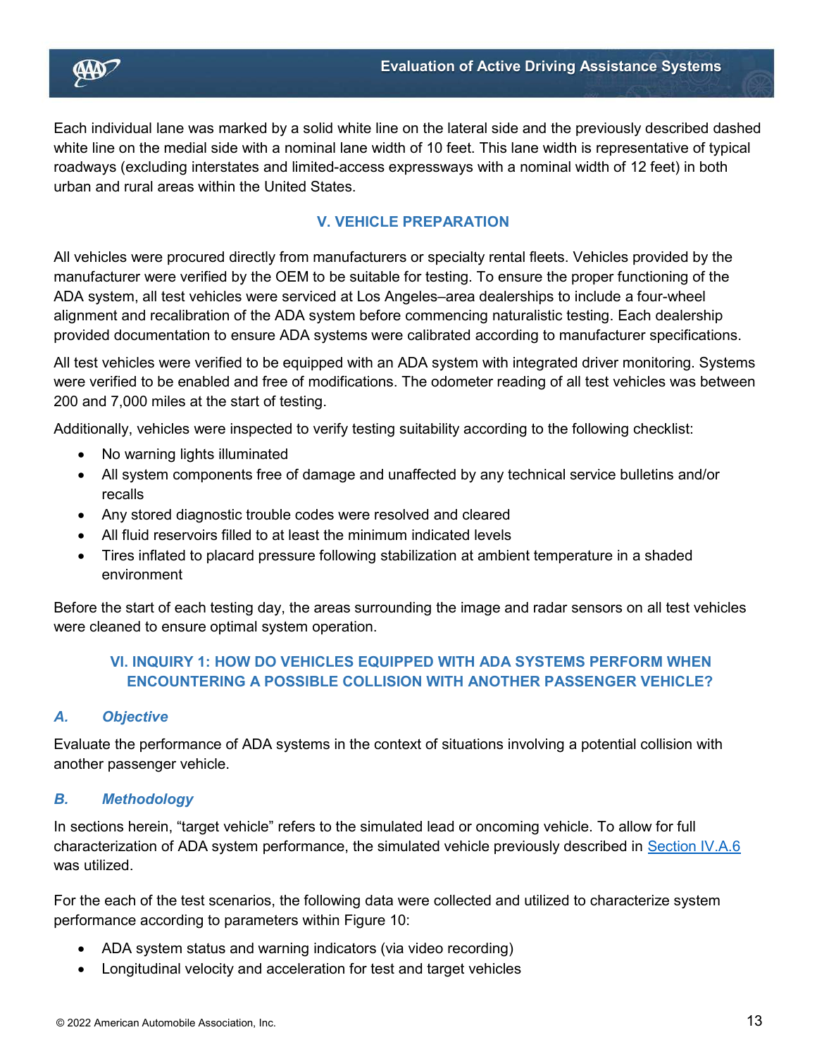Each individual lane was marked by a solid white line on the lateral side and the previously described dashed white line on the medial side with a nominal lane width of 10 feet. This lane width is representative of typical roadways (excluding interstates and limited-access expressways with a nominal width of 12 feet) in both urban and rural areas within the United States.

## V. VEHICLE PREPARATION

All vehicles were procured directly from manufacturers or specialty rental fleets. Vehicles provided by the manufacturer were verified by the OEM to be suitable for testing. To ensure the proper functioning of the ADA system, all test vehicles were serviced at Los Angeles–area dealerships to include a four-wheel alignment and recalibration of the ADA system before commencing naturalistic testing. Each dealership provided documentation to ensure ADA systems were calibrated according to manufacturer specifications.

All test vehicles were verified to be equipped with an ADA system with integrated driver monitoring. Systems were verified to be enabled and free of modifications. The odometer reading of all test vehicles was between 200 and 7,000 miles at the start of testing.

Additionally, vehicles were inspected to verify testing suitability according to the following checklist:

- No warning lights illuminated
- All system components free of damage and unaffected by any technical service bulletins and/or recalls
- Any stored diagnostic trouble codes were resolved and cleared
- All fluid reservoirs filled to at least the minimum indicated levels
- Tires inflated to placard pressure following stabilization at ambient temperature in a shaded environment

Before the start of each testing day, the areas surrounding the image and radar sensors on all test vehicles were cleaned to ensure optimal system operation.

## VI. INQUIRY 1: HOW DO VEHICLES EQUIPPED WITH ADA SYSTEMS PERFORM WHEN ENCOUNTERING A POSSIBLE COLLISION WITH ANOTHER PASSENGER VEHICLE?

### *A. Objective*

Evaluate the performance of ADA systems in the context of situations involving a potential collision with another passenger vehicle.

### *B. Methodology*

In sections herein, “target vehicle” refers to the simulated lead or oncoming vehicle. To allow for full characterization of ADA system performance, the simulated vehicle previously described in Section IV.A.6 was utilized.

For the each of the test scenarios, the following data were collected and utilized to characterize system performance according to parameters within Figure 10:

- ADA system status and warning indicators (via video recording)
- Longitudinal velocity and acceleration for test and target vehicles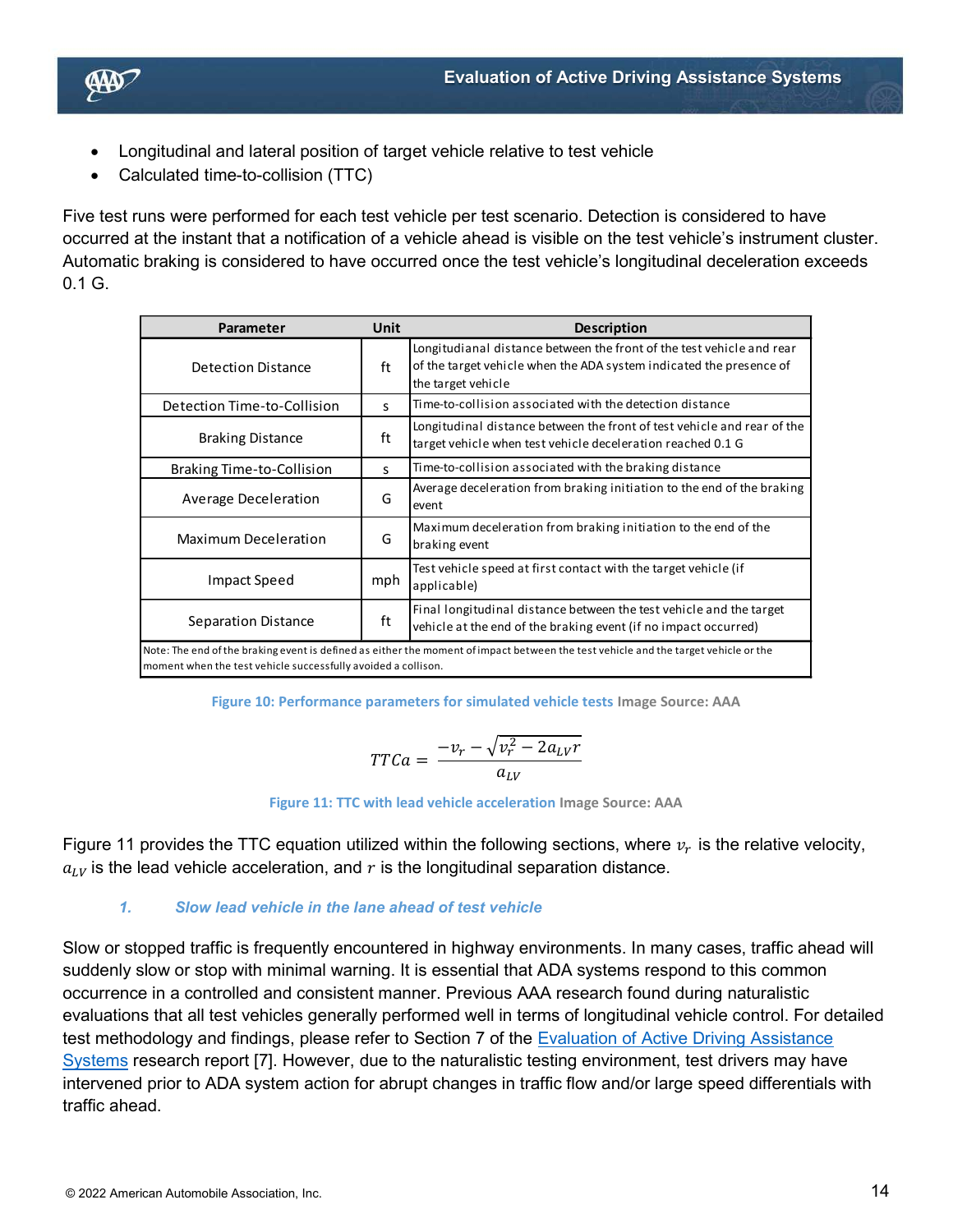- Longitudinal and lateral position of target vehicle relative to test vehicle
- Calculated time-to-collision (TTC)

Five test runs were performed for each test vehicle per test scenario. Detection is considered to have occurred at the instant that a notification of a vehicle ahead is visible on the test vehicle's instrument cluster. Automatic braking is considered to have occurred once the test vehicle's longitudinal deceleration exceeds 0.1 G.

| Parameter | Unit | Description |
|---|---|---|
| Detection Distance | ft | Longitudianal distance between the front of the test vehicle and rear of the target vehicle when the ADA system indicated the presence of the target vehicle |
| Detection Time-to-Collision | s | Time-to-collision associated with the detection distance |
| Braking Distance | ft | Longitudinal distance between the front of test vehicle and rear of the target vehicle when test vehicle deceleration reached 0.1 G |
| Braking Time-to-Collision | s | Time-to-collision associated with the braking distance |
| Average Deceleration | G | Average deceleration from braking initiation to the end of the braking event |
| Maximum Deceleration | G | Maximum deceleration from braking initiation to the end of the braking event |
| Impact Speed | mph | Test vehicle speed at first contact with the target vehicle (if applicable) |
| Separation Distance | ft | Final longitudinal distance between the test vehicle and the target vehicle at the end of the braking event (if no impact occurred) |
| Note: The end of the braking event is defined as either the moment of impact between the test vehicle and the target vehicle or the moment when the test vehicle successfully avoided a collison. | | |

Figure 10: Performance parameters for simulated vehicle tests Image Source: AAA

$$TTCa = \frac{-v_r - \sqrt{v_r^2 - 2a_{LV}r}}{a_{LV}}$$

Figure 11: TTC with lead vehicle acceleration Image Source: AAA

Figure 11 provides the TTC equation utilized within the following sections, where $v_r$ is the relative velocity, $a_{LV}$ is the lead vehicle acceleration, and $r$ is the longitudinal separation distance.

### *1. Slow lead vehicle in the lane ahead of test vehicle*

Slow or stopped traffic is frequently encountered in highway environments. In many cases, traffic ahead will suddenly slow or stop with minimal warning. It is essential that ADA systems respond to this common occurrence in a controlled and consistent manner. Previous AAA research found during naturalistic evaluations that all test vehicles generally performed well in terms of longitudinal vehicle control. For detailed test methodology and findings, please refer to Section 7 of the Evaluation of Active Driving Assistance Systems research report [7]. However, due to the naturalistic testing environment, test drivers may have intervened prior to ADA system action for abrupt changes in traffic flow and/or large speed differentials with traffic ahead.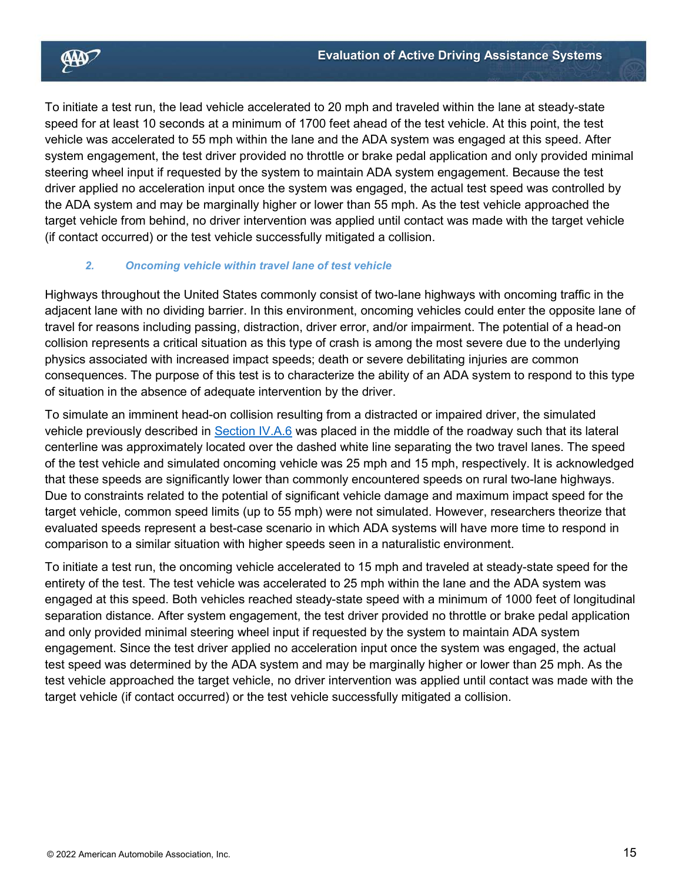To initiate a test run, the lead vehicle accelerated to 20 mph and traveled within the lane at steady-state speed for at least 10 seconds at a minimum of 1700 feet ahead of the test vehicle. At this point, the test vehicle was accelerated to 55 mph within the lane and the ADA system was engaged at this speed. After system engagement, the test driver provided no throttle or brake pedal application and only provided minimal steering wheel input if requested by the system to maintain ADA system engagement. Because the test driver applied no acceleration input once the system was engaged, the actual test speed was controlled by the ADA system and may be marginally higher or lower than 55 mph. As the test vehicle approached the target vehicle from behind, no driver intervention was applied until contact was made with the target vehicle (if contact occurred) or the test vehicle successfully mitigated a collision.

### *2. Oncoming vehicle within travel lane of test vehicle*

Highways throughout the United States commonly consist of two-lane highways with oncoming traffic in the adjacent lane with no dividing barrier. In this environment, oncoming vehicles could enter the opposite lane of travel for reasons including passing, distraction, driver error, and/or impairment. The potential of a head-on collision represents a critical situation as this type of crash is among the most severe due to the underlying physics associated with increased impact speeds; death or severe debilitating injuries are common consequences. The purpose of this test is to characterize the ability of an ADA system to respond to this type of situation in the absence of adequate intervention by the driver.

To simulate an imminent head-on collision resulting from a distracted or impaired driver, the simulated vehicle previously described in Section IV.A.6 was placed in the middle of the roadway such that its lateral centerline was approximately located over the dashed white line separating the two travel lanes. The speed of the test vehicle and simulated oncoming vehicle was 25 mph and 15 mph, respectively. It is acknowledged that these speeds are significantly lower than commonly encountered speeds on rural two-lane highways. Due to constraints related to the potential of significant vehicle damage and maximum impact speed for the target vehicle, common speed limits (up to 55 mph) were not simulated. However, researchers theorize that evaluated speeds represent a best-case scenario in which ADA systems will have more time to respond in comparison to a similar situation with higher speeds seen in a naturalistic environment.

To initiate a test run, the oncoming vehicle accelerated to 15 mph and traveled at steady-state speed for the entirety of the test. The test vehicle was accelerated to 25 mph within the lane and the ADA system was engaged at this speed. Both vehicles reached steady-state speed with a minimum of 1000 feet of longitudinal separation distance. After system engagement, the test driver provided no throttle or brake pedal application and only provided minimal steering wheel input if requested by the system to maintain ADA system engagement. Since the test driver applied no acceleration input once the system was engaged, the actual test speed was determined by the ADA system and may be marginally higher or lower than 25 mph. As the test vehicle approached the target vehicle, no driver intervention was applied until contact was made with the target vehicle (if contact occurred) or the test vehicle successfully mitigated a collision.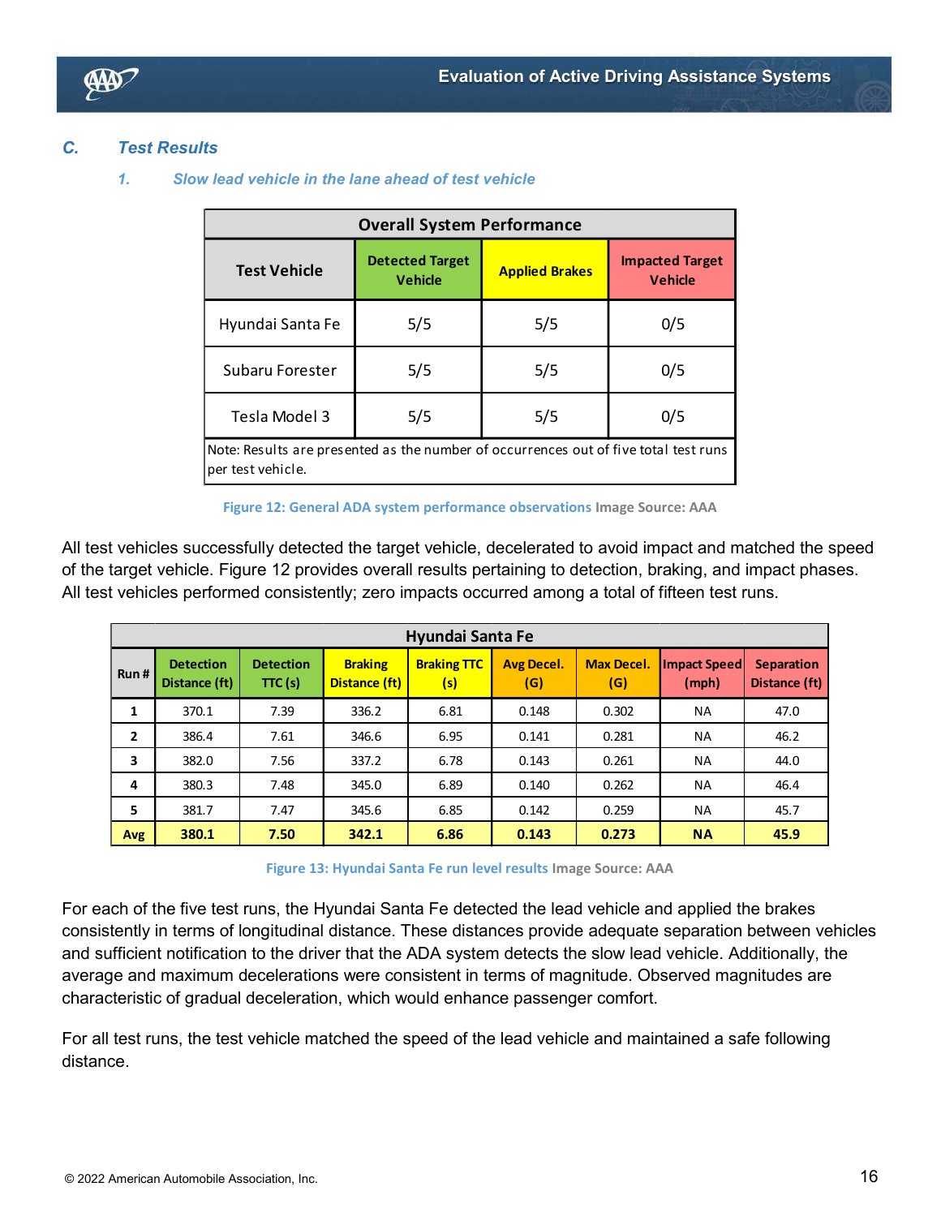### C. Test Results

#### 1. Slow lead vehicle in the lane ahead of test vehicle

| Overall System Performance | | | |
|---|---|---|---|
| **Test Vehicle** | **Detected Target Vehicle** | **Applied Brakes** | **Impacted Target Vehicle** |
| Hyundai Santa Fe | 5/5 | 5/5 | 0/5 |
| Subaru Forester | 5/5 | 5/5 | 0/5 |
| Tesla Model 3 | 5/5 | 5/5 | 0/5 |
| Note: Results are presented as the number of occurrences out of five total test runs per test vehicle. | | | |

Figure 12: General ADA system performance observations Image Source: AAA

All test vehicles successfully detected the target vehicle, decelerated to avoid impact and matched the speed of the target vehicle. Figure 12 provides overall results pertaining to detection, braking, and impact phases. All test vehicles performed consistently; zero impacts occurred among a total of fifteen test runs.

| Hyundai Santa Fe | | | | | | | | |
|---|---|---|---|---|---|---|---|---|
| **Run #** | **Detection Distance (ft)** | **Detection TTC (s)** | **Braking Distance (ft)** | **Braking TTC (s)** | **Avg Decel. (G)** | **Max Decel. (G)** | **Impact Speed (mph)** | **Separation Distance (ft)** |
| **1** | 370.1 | 7.39 | 336.2 | 6.81 | 0.148 | 0.302 | NA | 47.0 |
| **2** | 386.4 | 7.61 | 346.6 | 6.95 | 0.141 | 0.281 | NA | 46.2 |
| **3** | 382.0 | 7.56 | 337.2 | 6.78 | 0.143 | 0.261 | NA | 44.0 |
| **4** | 380.3 | 7.48 | 345.0 | 6.89 | 0.140 | 0.262 | NA | 46.4 |
| **5** | 381.7 | 7.47 | 345.6 | 6.85 | 0.142 | 0.259 | NA | 45.7 |
| **Avg** | **380.1** | **7.50** | **342.1** | **6.86** | **0.143** | **0.273** | **NA** | **45.9** |

Figure 13: Hyundai Santa Fe run level results Image Source: AAA

For each of the five test runs, the Hyundai Santa Fe detected the lead vehicle and applied the brakes consistently in terms of longitudinal distance. These distances provide adequate separation between vehicles and sufficient notification to the driver that the ADA system detects the slow lead vehicle. Additionally, the average and maximum decelerations were consistent in terms of magnitude. Observed magnitudes are characteristic of gradual deceleration, which would enhance passenger comfort.

For all test runs, the test vehicle matched the speed of the lead vehicle and maintained a safe following distance.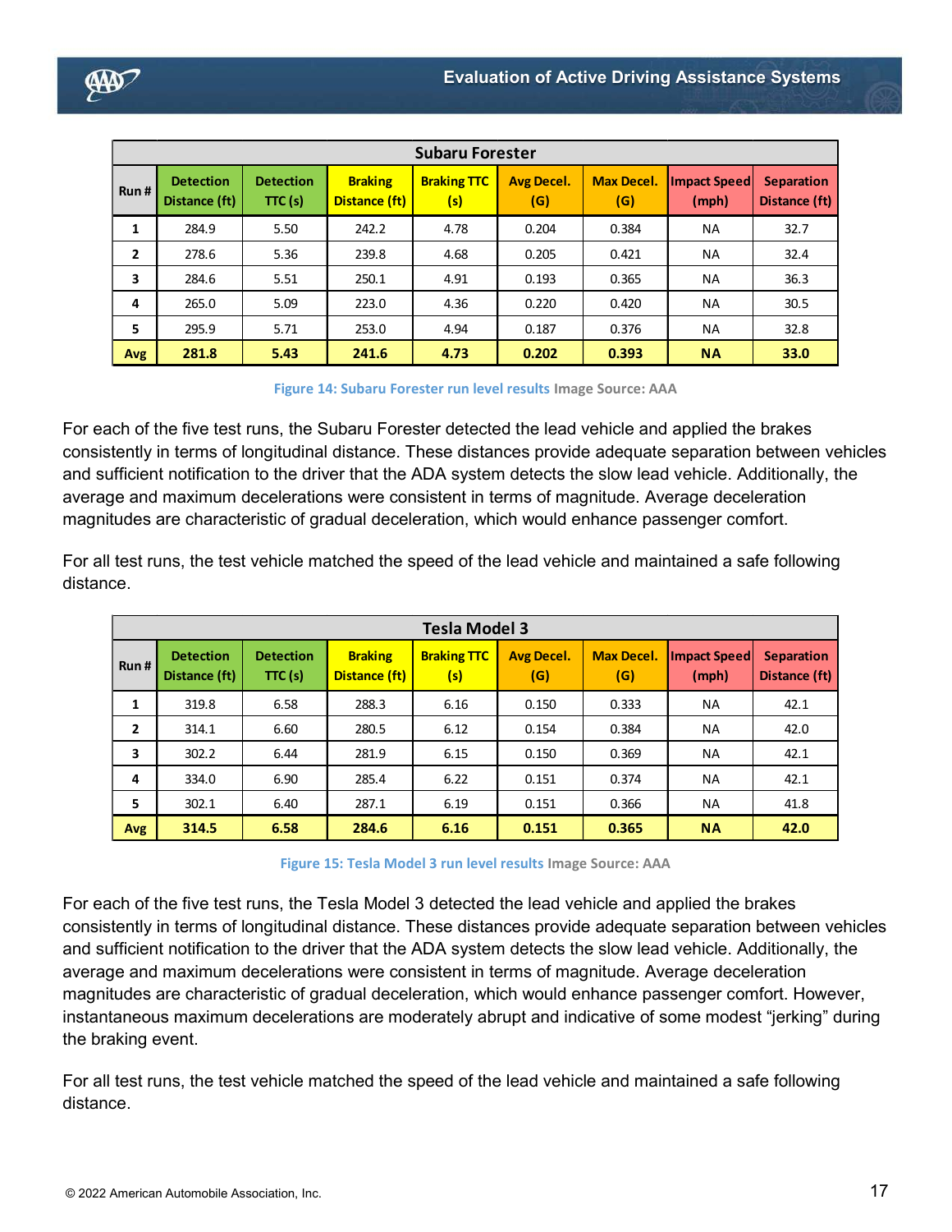| Subaru Forester | | | | | | | | |
|---|---|---|---|---|---|---|---|---|
| Run # | Detection Distance (ft) | Detection TTC (s) | Braking Distance (ft) | Braking TTC (s) | Avg Decel. (G) | Max Decel. (G) | Impact Speed (mph) | Separation Distance (ft) |
| 1 | 284.9 | 5.50 | 242.2 | 4.78 | 0.204 | 0.384 | NA | 32.7 |
| 2 | 278.6 | 5.36 | 239.8 | 4.68 | 0.205 | 0.421 | NA | 32.4 |
| 3 | 284.6 | 5.51 | 250.1 | 4.91 | 0.193 | 0.365 | NA | 36.3 |
| 4 | 265.0 | 5.09 | 223.0 | 4.36 | 0.220 | 0.420 | NA | 30.5 |
| 5 | 295.9 | 5.71 | 253.0 | 4.94 | 0.187 | 0.376 | NA | 32.8 |
| **Avg** | **281.8** | **5.43** | **241.6** | **4.73** | **0.202** | **0.393** | **NA** | **33.0** |

Figure 14: Subaru Forester run level results Image Source: AAA

For each of the five test runs, the Subaru Forester detected the lead vehicle and applied the brakes consistently in terms of longitudinal distance. These distances provide adequate separation between vehicles and sufficient notification to the driver that the ADA system detects the slow lead vehicle. Additionally, the average and maximum decelerations were consistent in terms of magnitude. Average deceleration magnitudes are characteristic of gradual deceleration, which would enhance passenger comfort.

For all test runs, the test vehicle matched the speed of the lead vehicle and maintained a safe following distance.

| Tesla Model 3 | | | | | | | | |
|---|---|---|---|---|---|---|---|---|
| Run # | Detection Distance (ft) | Detection TTC (s) | Braking Distance (ft) | Braking TTC (s) | Avg Decel. (G) | Max Decel. (G) | Impact Speed (mph) | Separation Distance (ft) |
| 1 | 319.8 | 6.58 | 288.3 | 6.16 | 0.150 | 0.333 | NA | 42.1 |
| 2 | 314.1 | 6.60 | 280.5 | 6.12 | 0.154 | 0.384 | NA | 42.0 |
| 3 | 302.2 | 6.44 | 281.9 | 6.15 | 0.150 | 0.369 | NA | 42.1 |
| 4 | 334.0 | 6.90 | 285.4 | 6.22 | 0.151 | 0.374 | NA | 42.1 |
| 5 | 302.1 | 6.40 | 287.1 | 6.19 | 0.151 | 0.366 | NA | 41.8 |
| **Avg** | **314.5** | **6.58** | **284.6** | **6.16** | **0.151** | **0.365** | **NA** | **42.0** |

Figure 15: Tesla Model 3 run level results Image Source: AAA

For each of the five test runs, the Tesla Model 3 detected the lead vehicle and applied the brakes consistently in terms of longitudinal distance. These distances provide adequate separation between vehicles and sufficient notification to the driver that the ADA system detects the slow lead vehicle. Additionally, the average and maximum decelerations were consistent in terms of magnitude. Average deceleration magnitudes are characteristic of gradual deceleration, which would enhance passenger comfort. However, instantaneous maximum decelerations are moderately abrupt and indicative of some modest "jerking" during the braking event.

For all test runs, the test vehicle matched the speed of the lead vehicle and maintained a safe following distance.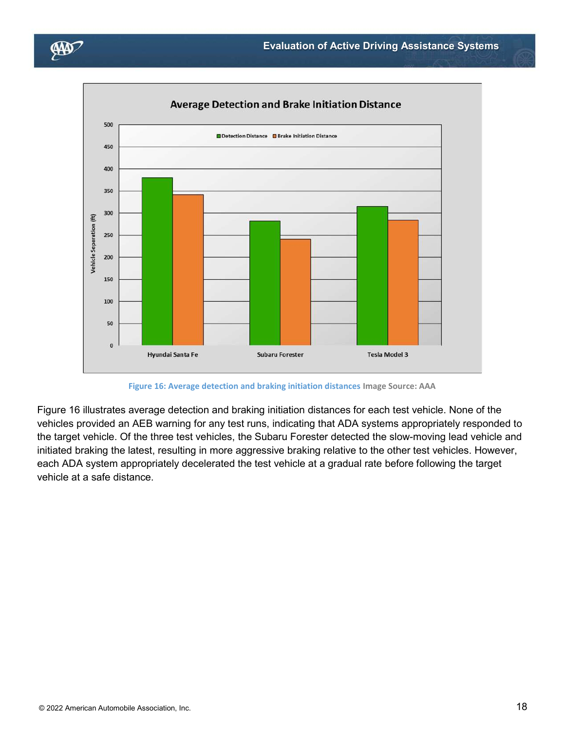Figure 16: Average detection and braking initiation distances Image Source: AAA

Figure 16 illustrates average detection and braking initiation distances for each test vehicle. None of the vehicles provided an AEB warning for any test runs, indicating that ADA systems appropriately responded to the target vehicle. Of the three test vehicles, the Subaru Forester detected the slow-moving lead vehicle and initiated braking the latest, resulting in more aggressive braking relative to the other test vehicles. However, each ADA system appropriately decelerated the test vehicle at a gradual rate before following the target vehicle at a safe distance.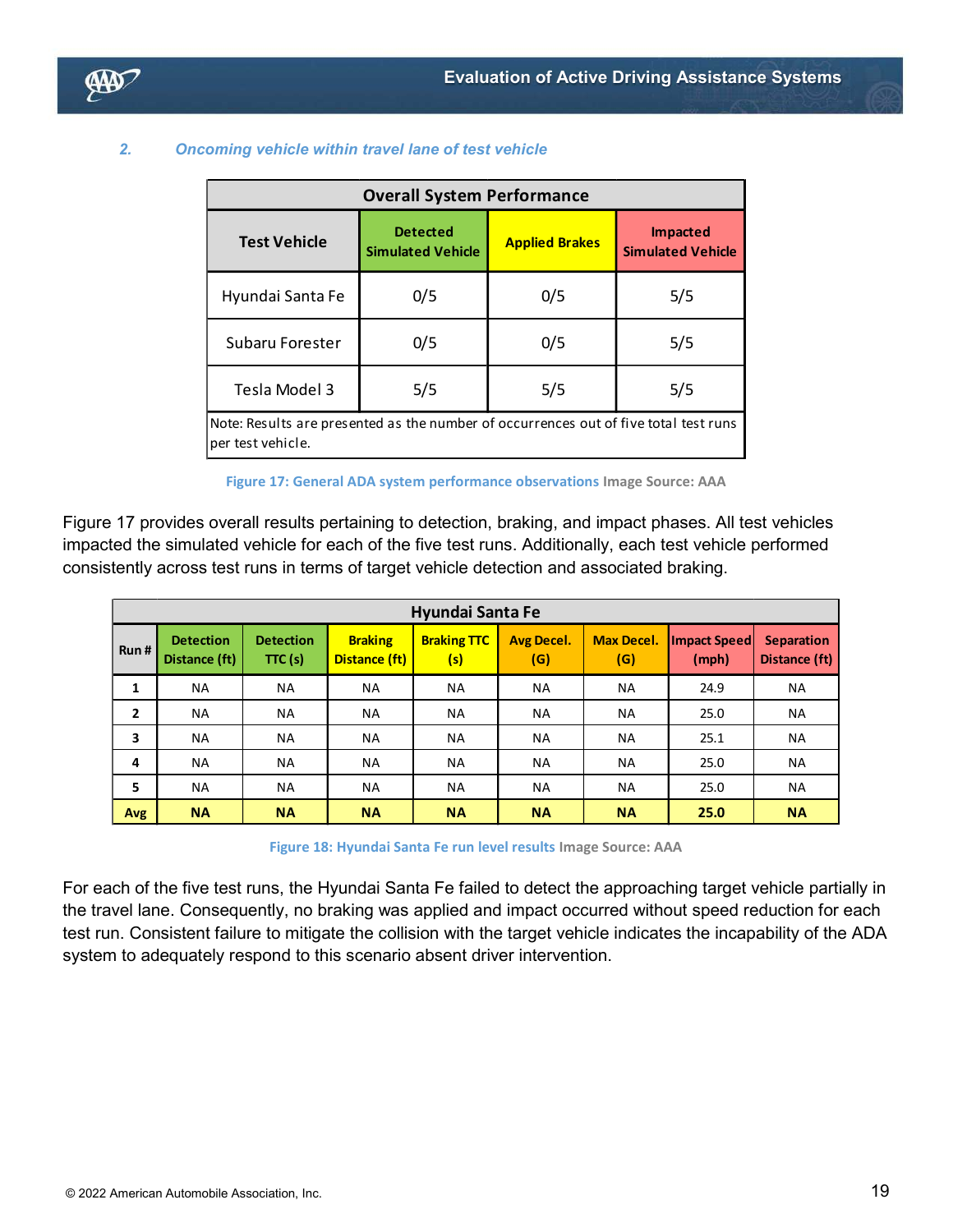### 2. *Oncoming vehicle within travel lane of test vehicle*

| Overall System Performance | | | |
|---|---|---|---|
| Test Vehicle | Detected Simulated Vehicle | Applied Brakes | Impacted Simulated Vehicle |
| Hyundai Santa Fe | 0/5 | 0/5 | 5/5 |
| Subaru Forester | 0/5 | 0/5 | 5/5 |
| Tesla Model 3 | 5/5 | 5/5 | 5/5 |
| Note: Results are presented as the number of occurrences out of five total test runs per test vehicle. | | | |

**Figure 17: General ADA system performance observations** Image Source: AAA

Figure 17 provides overall results pertaining to detection, braking, and impact phases. All test vehicles impacted the simulated vehicle for each of the five test runs. Additionally, each test vehicle performed consistently across test runs in terms of target vehicle detection and associated braking.

| Hyundai Santa Fe | | | | | | | | |
|---|---|---|---|---|---|---|---|---|
| Run # | Detection Distance (ft) | Detection TTC (s) | Braking Distance (ft) | Braking TTC (s) | Avg Decel. (G) | Max Decel. (G) | Impact Speed (mph) | Separation Distance (ft) |
| 1 | NA | NA | NA | NA | NA | NA | 24.9 | NA |
| 2 | NA | NA | NA | NA | NA | NA | 25.0 | NA |
| 3 | NA | NA | NA | NA | NA | NA | 25.1 | NA |
| 4 | NA | NA | NA | NA | NA | NA | 25.0 | NA |
| 5 | NA | NA | NA | NA | NA | NA | 25.0 | NA |
| **Avg** | **NA** | **NA** | **NA** | **NA** | **NA** | **NA** | **25.0** | **NA** |

**Figure 18: Hyundai Santa Fe run level results** Image Source: AAA

For each of the five test runs, the Hyundai Santa Fe failed to detect the approaching target vehicle partially in the travel lane. Consequently, no braking was applied and impact occurred without speed reduction for each test run. Consistent failure to mitigate the collision with the target vehicle indicates the incapability of the ADA system to adequately respond to this scenario absent driver intervention.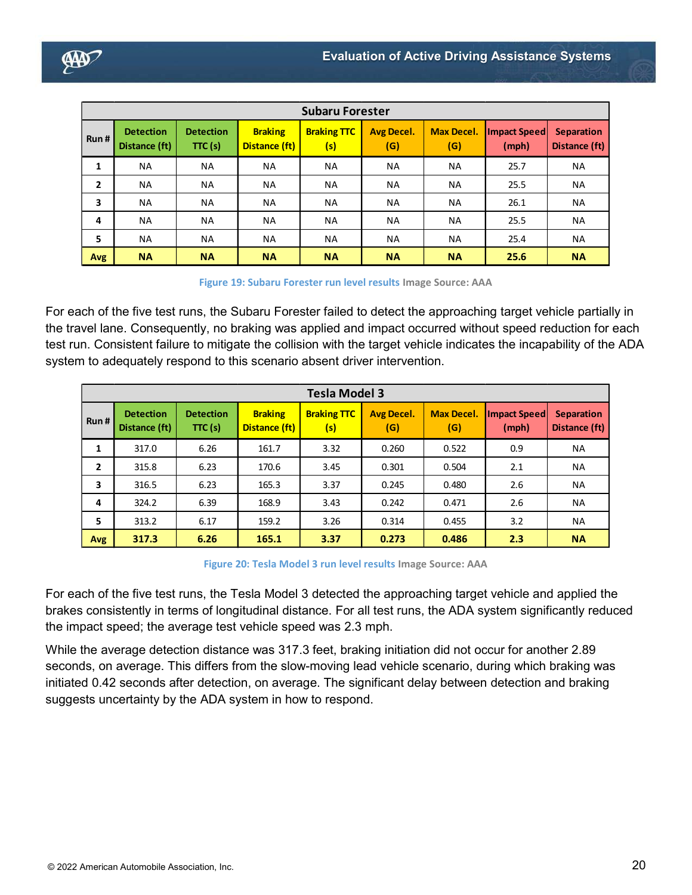| Subaru Forester | | | | | | | | |
|---|---|---|---|---|---|---|---|---|
| Run # | Detection Distance (ft) | Detection TTC (s) | Braking Distance (ft) | Braking TTC (s) | Avg Decel. (G) | Max Decel. (G) | Impact Speed (mph) | Separation Distance (ft) |
| 1 | NA | NA | NA | NA | NA | NA | 25.7 | NA |
| 2 | NA | NA | NA | NA | NA | NA | 25.5 | NA |
| 3 | NA | NA | NA | NA | NA | NA | 26.1 | NA |
| 4 | NA | NA | NA | NA | NA | NA | 25.5 | NA |
| 5 | NA | NA | NA | NA | NA | NA | 25.4 | NA |
| **Avg** | **NA** | **NA** | **NA** | **NA** | **NA** | **NA** | **25.6** | **NA** |

Figure 19: Subaru Forester run level results Image Source: AAA

For each of the five test runs, the Subaru Forester failed to detect the approaching target vehicle partially in the travel lane. Consequently, no braking was applied and impact occurred without speed reduction for each test run. Consistent failure to mitigate the collision with the target vehicle indicates the incapability of the ADA system to adequately respond to this scenario absent driver intervention.

| Tesla Model 3 | | | | | | | | |
|---|---|---|---|---|---|---|---|---|
| Run # | Detection Distance (ft) | Detection TTC (s) | Braking Distance (ft) | Braking TTC (s) | Avg Decel. (G) | Max Decel. (G) | Impact Speed (mph) | Separation Distance (ft) |
| 1 | 317.0 | 6.26 | 161.7 | 3.32 | 0.260 | 0.522 | 0.9 | NA |
| 2 | 315.8 | 6.23 | 170.6 | 3.45 | 0.301 | 0.504 | 2.1 | NA |
| 3 | 316.5 | 6.23 | 165.3 | 3.37 | 0.245 | 0.480 | 2.6 | NA |
| 4 | 324.2 | 6.39 | 168.9 | 3.43 | 0.242 | 0.471 | 2.6 | NA |
| 5 | 313.2 | 6.17 | 159.2 | 3.26 | 0.314 | 0.455 | 3.2 | NA |
| **Avg** | **317.3** | **6.26** | **165.1** | **3.37** | **0.273** | **0.486** | **2.3** | **NA** |

Figure 20: Tesla Model 3 run level results Image Source: AAA

For each of the five test runs, the Tesla Model 3 detected the approaching target vehicle and applied the brakes consistently in terms of longitudinal distance. For all test runs, the ADA system significantly reduced the impact speed; the average test vehicle speed was 2.3 mph.

While the average detection distance was 317.3 feet, braking initiation did not occur for another 2.89 seconds, on average. This differs from the slow-moving lead vehicle scenario, during which braking was initiated 0.42 seconds after detection, on average. The significant delay between detection and braking suggests uncertainty by the ADA system in how to respond.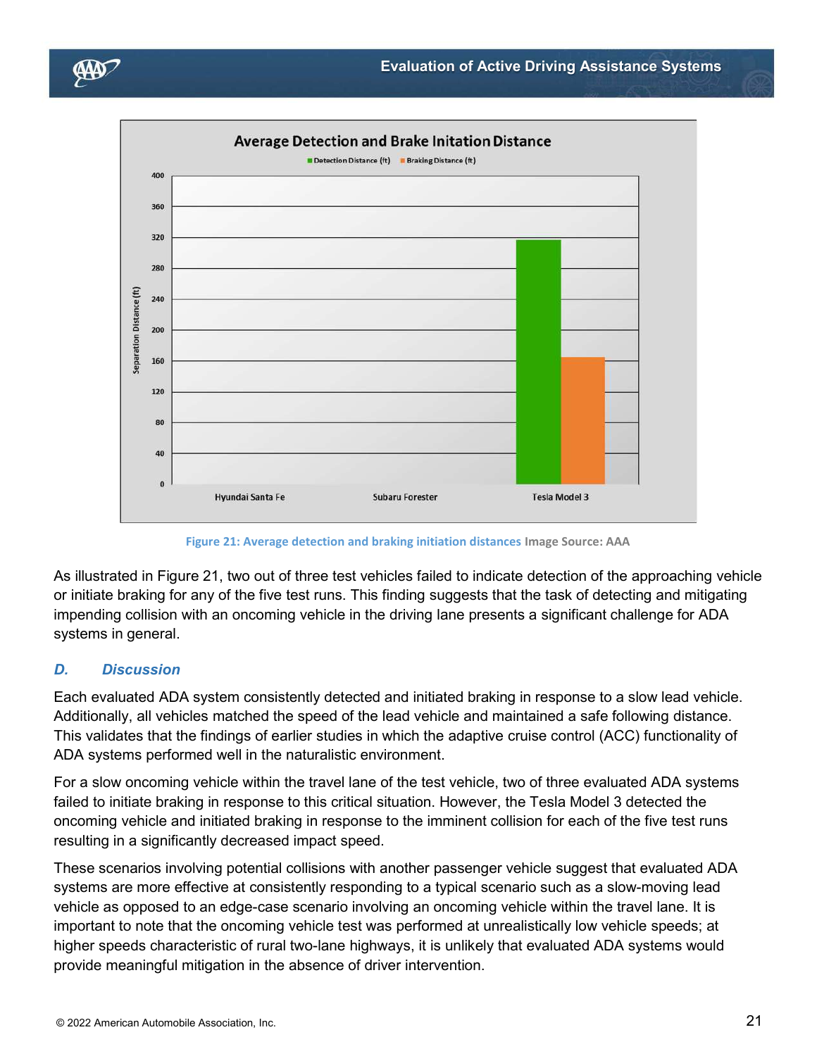Figure 21: Average detection and braking initiation distances Image Source: AAA

As illustrated in Figure 21, two out of three test vehicles failed to indicate detection of the approaching vehicle or initiate braking for any of the five test runs. This finding suggests that the task of detecting and mitigating impending collision with an oncoming vehicle in the driving lane presents a significant challenge for ADA systems in general.

## *D. Discussion*

Each evaluated ADA system consistently detected and initiated braking in response to a slow lead vehicle. Additionally, all vehicles matched the speed of the lead vehicle and maintained a safe following distance. This validates that the findings of earlier studies in which the adaptive cruise control (ACC) functionality of ADA systems performed well in the naturalistic environment.

For a slow oncoming vehicle within the travel lane of the test vehicle, two of three evaluated ADA systems failed to initiate braking in response to this critical situation. However, the Tesla Model 3 detected the oncoming vehicle and initiated braking in response to the imminent collision for each of the five test runs resulting in a significantly decreased impact speed.

These scenarios involving potential collisions with another passenger vehicle suggest that evaluated ADA systems are more effective at consistently responding to a typical scenario such as a slow-moving lead vehicle as opposed to an edge-case scenario involving an oncoming vehicle within the travel lane. It is important to note that the oncoming vehicle test was performed at unrealistically low vehicle speeds; at higher speeds characteristic of rural two-lane highways, it is unlikely that evaluated ADA systems would provide meaningful mitigation in the absence of driver intervention.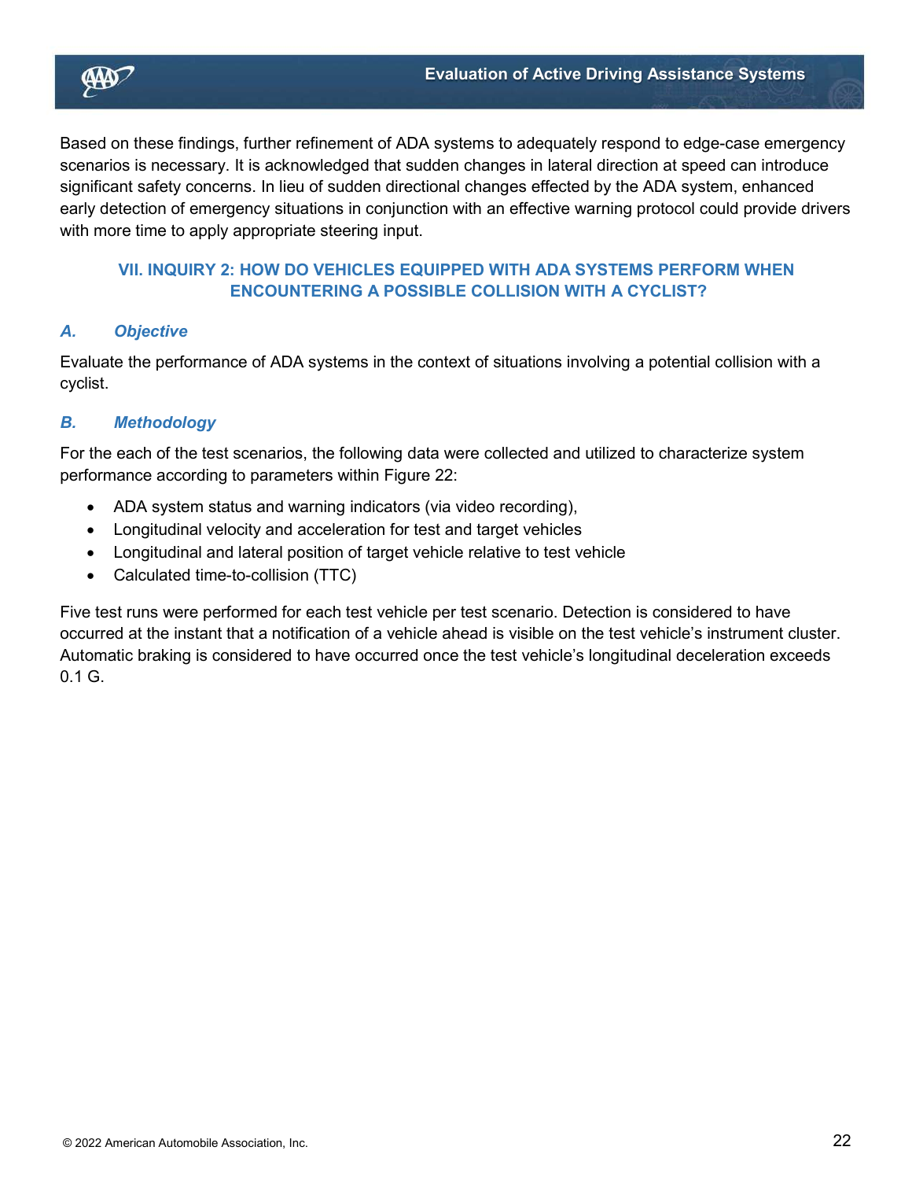Based on these findings, further refinement of ADA systems to adequately respond to edge-case emergency scenarios is necessary. It is acknowledged that sudden changes in lateral direction at speed can introduce significant safety concerns. In lieu of sudden directional changes effected by the ADA system, enhanced early detection of emergency situations in conjunction with an effective warning protocol could provide drivers with more time to apply appropriate steering input.

## VII. INQUIRY 2: HOW DO VEHICLES EQUIPPED WITH ADA SYSTEMS PERFORM WHEN ENCOUNTERING A POSSIBLE COLLISION WITH A CYCLIST?

### *A. Objective*

Evaluate the performance of ADA systems in the context of situations involving a potential collision with a cyclist.

### *B. Methodology*

For the each of the test scenarios, the following data were collected and utilized to characterize system performance according to parameters within Figure 22:

- ADA system status and warning indicators (via video recording),
- Longitudinal velocity and acceleration for test and target vehicles
- Longitudinal and lateral position of target vehicle relative to test vehicle
- Calculated time-to-collision (TTC)

Five test runs were performed for each test vehicle per test scenario. Detection is considered to have occurred at the instant that a notification of a vehicle ahead is visible on the test vehicle's instrument cluster. Automatic braking is considered to have occurred once the test vehicle's longitudinal deceleration exceeds 0.1 G.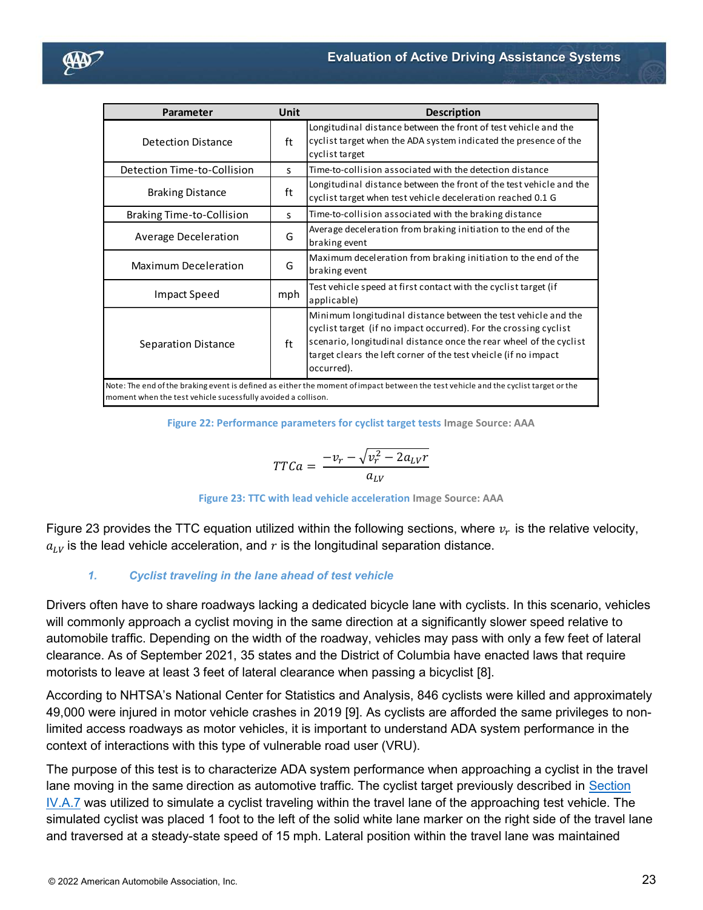| Parameter | Unit | Description |
| --- | --- | --- |
| Detection Distance | ft | Longitudinal distance between the front of test vehicle and the cyclist target when the ADA system indicated the presence of the cyclist target |
| Detection Time-to-Collision | s | Time-to-collision associated with the detection distance |
| Braking Distance | ft | Longitudinal distance between the front of the test vehicle and the cyclist target when test vehicle deceleration reached 0.1 G |
| Braking Time-to-Collision | s | Time-to-collision associated with the braking distance |
| Average Deceleration | G | Average deceleration from braking initiation to the end of the braking event |
| Maximum Deceleration | G | Maximum deceleration from braking initiation to the end of the braking event |
| Impact Speed | mph | Test vehicle speed at first contact with the cyclist target (if applicable) |
| Separation Distance | ft | Minimum longitudinal distance between the test vehicle and the cyclist target (if no impact occurred). For the crossing cyclist scenario, longitudinal distance once the rear wheel of the cyclist target clears the left corner of the test vheicle (if no impact occurred). |
| Note: The end of the braking event is defined as either the moment of impact between the test vehicle and the cyclist target or the moment when the test vehicle sucessfully avoided a collison. | | |

Figure 22: Performance parameters for cyclist target tests Image Source: AAA

$$TTCa = \frac{-v_r - \sqrt{v_r^2 - 2a_{LV}r}}{a_{LV}}$$

Figure 23: TTC with lead vehicle acceleration Image Source: AAA

Figure 23 provides the TTC equation utilized within the following sections, where $v_r$ is the relative velocity, $a_{LV}$ is the lead vehicle acceleration, and $r$ is the longitudinal separation distance.

### *1. Cyclist traveling in the lane ahead of test vehicle*

Drivers often have to share roadways lacking a dedicated bicycle lane with cyclists. In this scenario, vehicles will commonly approach a cyclist moving in the same direction at a significantly slower speed relative to automobile traffic. Depending on the width of the roadway, vehicles may pass with only a few feet of lateral clearance. As of September 2021, 35 states and the District of Columbia have enacted laws that require motorists to leave at least 3 feet of lateral clearance when passing a bicyclist [8].

According to NHTSA's National Center for Statistics and Analysis, 846 cyclists were killed and approximately 49,000 were injured in motor vehicle crashes in 2019 [9]. As cyclists are afforded the same privileges to non-limited access roadways as motor vehicles, it is important to understand ADA system performance in the context of interactions with this type of vulnerable road user (VRU).

The purpose of this test is to characterize ADA system performance when approaching a cyclist in the travel lane moving in the same direction as automotive traffic. The cyclist target previously described in Section IV.A.7 was utilized to simulate a cyclist traveling within the travel lane of the approaching test vehicle. The simulated cyclist was placed 1 foot to the left of the solid white lane marker on the right side of the travel lane and traversed at a steady-state speed of 15 mph. Lateral position within the travel lane was maintained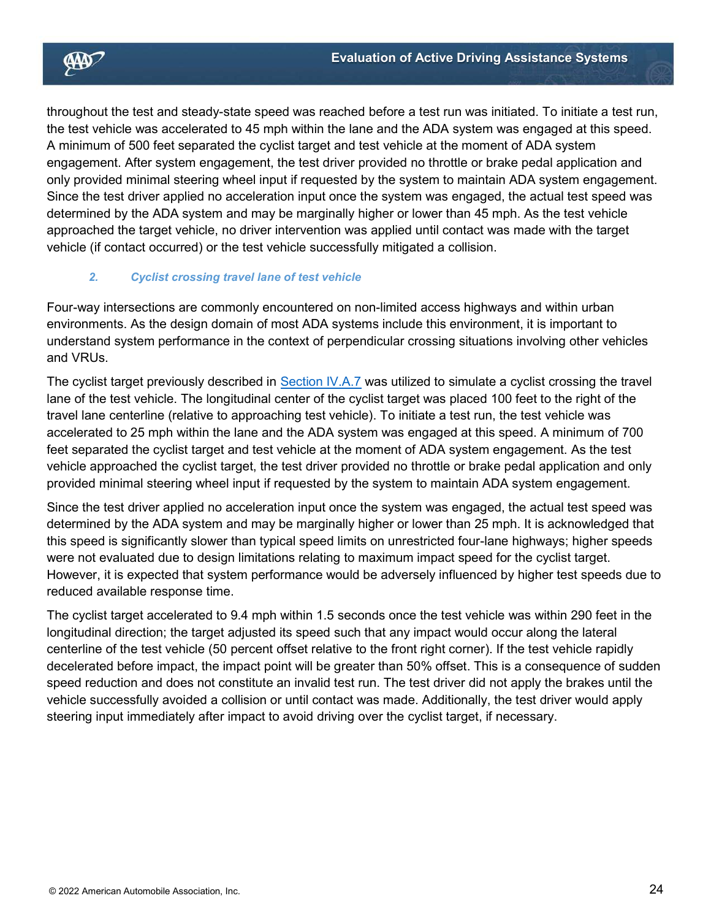throughout the test and steady-state speed was reached before a test run was initiated. To initiate a test run, the test vehicle was accelerated to 45 mph within the lane and the ADA system was engaged at this speed. A minimum of 500 feet separated the cyclist target and test vehicle at the moment of ADA system engagement. After system engagement, the test driver provided no throttle or brake pedal application and only provided minimal steering wheel input if requested by the system to maintain ADA system engagement. Since the test driver applied no acceleration input once the system was engaged, the actual test speed was determined by the ADA system and may be marginally higher or lower than 45 mph. As the test vehicle approached the target vehicle, no driver intervention was applied until contact was made with the target vehicle (if contact occurred) or the test vehicle successfully mitigated a collision.

#### *2. Cyclist crossing travel lane of test vehicle*

Four-way intersections are commonly encountered on non-limited access highways and within urban environments. As the design domain of most ADA systems include this environment, it is important to understand system performance in the context of perpendicular crossing situations involving other vehicles and VRUs.

The cyclist target previously described in Section IV.A.7 was utilized to simulate a cyclist crossing the travel lane of the test vehicle. The longitudinal center of the cyclist target was placed 100 feet to the right of the travel lane centerline (relative to approaching test vehicle). To initiate a test run, the test vehicle was accelerated to 25 mph within the lane and the ADA system was engaged at this speed. A minimum of 700 feet separated the cyclist target and test vehicle at the moment of ADA system engagement. As the test vehicle approached the cyclist target, the test driver provided no throttle or brake pedal application and only provided minimal steering wheel input if requested by the system to maintain ADA system engagement.

Since the test driver applied no acceleration input once the system was engaged, the actual test speed was determined by the ADA system and may be marginally higher or lower than 25 mph. It is acknowledged that this speed is significantly slower than typical speed limits on unrestricted four-lane highways; higher speeds were not evaluated due to design limitations relating to maximum impact speed for the cyclist target. However, it is expected that system performance would be adversely influenced by higher test speeds due to reduced available response time.

The cyclist target accelerated to 9.4 mph within 1.5 seconds once the test vehicle was within 290 feet in the longitudinal direction; the target adjusted its speed such that any impact would occur along the lateral centerline of the test vehicle (50 percent offset relative to the front right corner). If the test vehicle rapidly decelerated before impact, the impact point will be greater than 50% offset. This is a consequence of sudden speed reduction and does not constitute an invalid test run. The test driver did not apply the brakes until the vehicle successfully avoided a collision or until contact was made. Additionally, the test driver would apply steering input immediately after impact to avoid driving over the cyclist target, if necessary.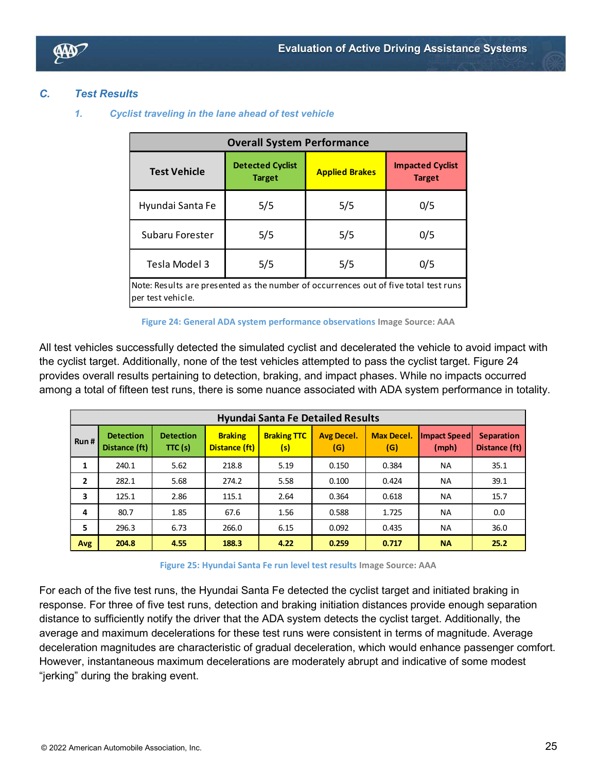## C. Test Results

### 1. Cyclist traveling in the lane ahead of test vehicle

| Overall System Performance | | | |
|---|---|---|---|
| Test Vehicle | Detected Cyclist Target | Applied Brakes | Impacted Cyclist Target |
| Hyundai Santa Fe | 5/5 | 5/5 | 0/5 |
| Subaru Forester | 5/5 | 5/5 | 0/5 |
| Tesla Model 3 | 5/5 | 5/5 | 0/5 |
| Note: Results are presented as the number of occurrences out of five total test runs per test vehicle. | | | |

Figure 24: General ADA system performance observations Image Source: AAA

All test vehicles successfully detected the simulated cyclist and decelerated the vehicle to avoid impact with the cyclist target. Additionally, none of the test vehicles attempted to pass the cyclist target. Figure 24 provides overall results pertaining to detection, braking, and impact phases. While no impacts occurred among a total of fifteen test runs, there is some nuance associated with ADA system performance in totality.

| Hyundai Santa Fe Detailed Results | | | | | | | | |
|---|---|---|---|---|---|---|---|---|
| Run # | Detection Distance (ft) | Detection TTC (s) | Braking Distance (ft) | Braking TTC (s) | Avg Decel. (G) | Max Decel. (G) | Impact Speed (mph) | Separation Distance (ft) |
| 1 | 240.1 | 5.62 | 218.8 | 5.19 | 0.150 | 0.384 | NA | 35.1 |
| 2 | 282.1 | 5.68 | 274.2 | 5.58 | 0.100 | 0.424 | NA | 39.1 |
| 3 | 125.1 | 2.86 | 115.1 | 2.64 | 0.364 | 0.618 | NA | 15.7 |
| 4 | 80.7 | 1.85 | 67.6 | 1.56 | 0.588 | 1.725 | NA | 0.0 |
| 5 | 296.3 | 6.73 | 266.0 | 6.15 | 0.092 | 0.435 | NA | 36.0 |
| **Avg** | **204.8** | **4.55** | **188.3** | **4.22** | **0.259** | **0.717** | **NA** | **25.2** |

Figure 25: Hyundai Santa Fe run level test results Image Source: AAA

For each of the five test runs, the Hyundai Santa Fe detected the cyclist target and initiated braking in response. For three of five test runs, detection and braking initiation distances provide enough separation distance to sufficiently notify the driver that the ADA system detects the cyclist target. Additionally, the average and maximum decelerations for these test runs were consistent in terms of magnitude. Average deceleration magnitudes are characteristic of gradual deceleration, which would enhance passenger comfort. However, instantaneous maximum decelerations are moderately abrupt and indicative of some modest "jerking" during the braking event.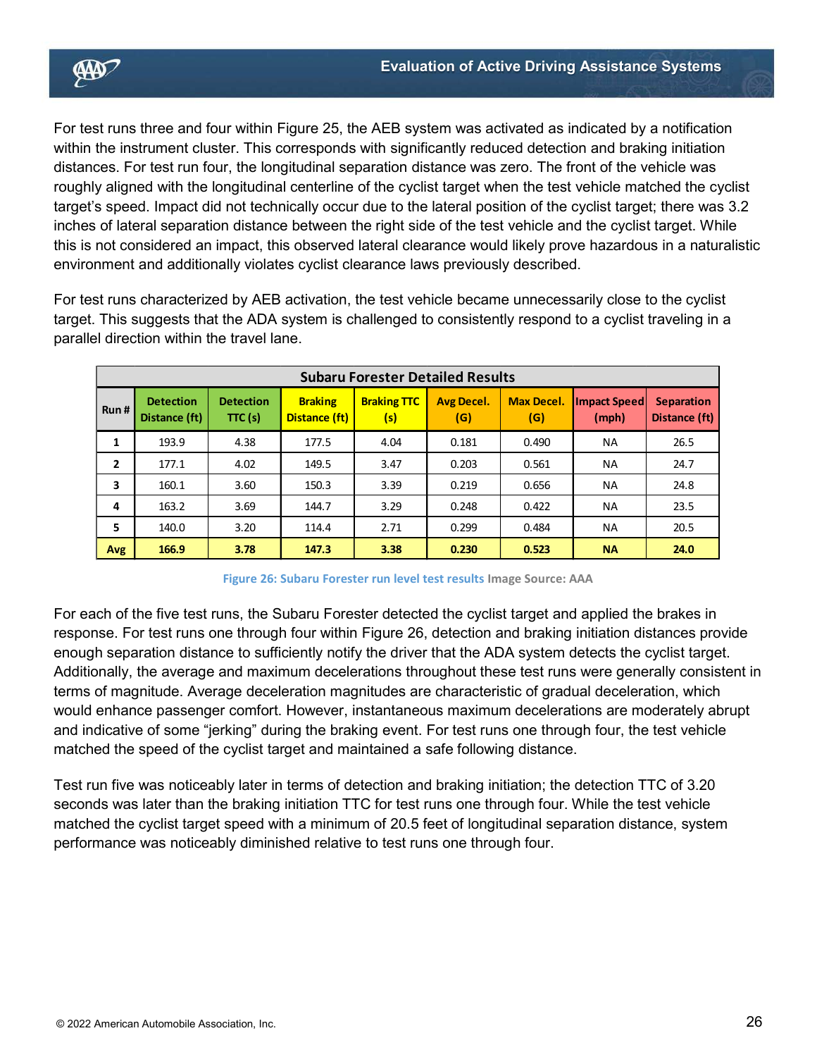For test runs three and four within Figure 25, the AEB system was activated as indicated by a notification within the instrument cluster. This corresponds with significantly reduced detection and braking initiation distances. For test run four, the longitudinal separation distance was zero. The front of the vehicle was roughly aligned with the longitudinal centerline of the cyclist target when the test vehicle matched the cyclist target's speed. Impact did not technically occur due to the lateral position of the cyclist target; there was 3.2 inches of lateral separation distance between the right side of the test vehicle and the cyclist target. While this is not considered an impact, this observed lateral clearance would likely prove hazardous in a naturalistic environment and additionally violates cyclist clearance laws previously described.

For test runs characterized by AEB activation, the test vehicle became unnecessarily close to the cyclist target. This suggests that the ADA system is challenged to consistently respond to a cyclist traveling in a parallel direction within the travel lane.

| Subaru Forester Detailed Results | | | | | | | | |
|---|---|---|---|---|---|---|---|---|
| Run # | Detection Distance (ft) | Detection TTC (s) | Braking Distance (ft) | Braking TTC (s) | Avg Decel. (G) | Max Decel. (G) | Impact Speed (mph) | Separation Distance (ft) |
| 1 | 193.9 | 4.38 | 177.5 | 4.04 | 0.181 | 0.490 | NA | 26.5 |
| 2 | 177.1 | 4.02 | 149.5 | 3.47 | 0.203 | 0.561 | NA | 24.7 |
| 3 | 160.1 | 3.60 | 150.3 | 3.39 | 0.219 | 0.656 | NA | 24.8 |
| 4 | 163.2 | 3.69 | 144.7 | 3.29 | 0.248 | 0.422 | NA | 23.5 |
| 5 | 140.0 | 3.20 | 114.4 | 2.71 | 0.299 | 0.484 | NA | 20.5 |
| **Avg** | **166.9** | **3.78** | **147.3** | **3.38** | **0.230** | **0.523** | **NA** | **24.0** |

Figure 26: Subaru Forester run level test results Image Source: AAA

For each of the five test runs, the Subaru Forester detected the cyclist target and applied the brakes in response. For test runs one through four within Figure 26, detection and braking initiation distances provide enough separation distance to sufficiently notify the driver that the ADA system detects the cyclist target. Additionally, the average and maximum decelerations throughout these test runs were generally consistent in terms of magnitude. Average deceleration magnitudes are characteristic of gradual deceleration, which would enhance passenger comfort. However, instantaneous maximum decelerations are moderately abrupt and indicative of some "jerking" during the braking event. For test runs one through four, the test vehicle matched the speed of the cyclist target and maintained a safe following distance.

Test run five was noticeably later in terms of detection and braking initiation; the detection TTC of 3.20 seconds was later than the braking initiation TTC for test runs one through four. While the test vehicle matched the cyclist target speed with a minimum of 20.5 feet of longitudinal separation distance, system performance was noticeably diminished relative to test runs one through four.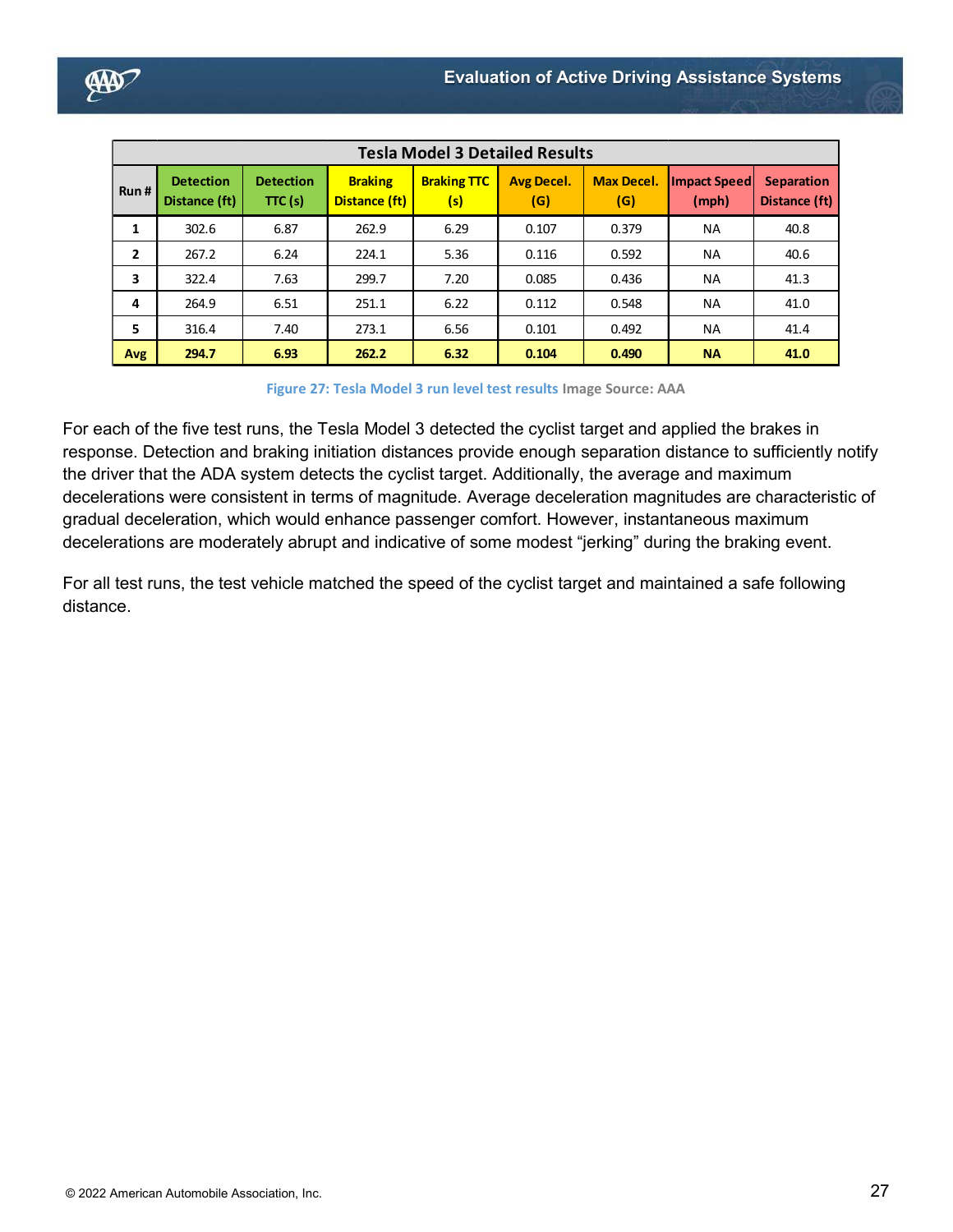| Tesla Model 3 Detailed Results | | | | | | | | |
|---|---|---|---|---|---|---|---|---|
| Run # | Detection Distance (ft) | Detection TTC (s) | Braking Distance (ft) | Braking TTC (s) | Avg Decel. (G) | Max Decel. (G) | Impact Speed (mph) | Separation Distance (ft) |
| 1 | 302.6 | 6.87 | 262.9 | 6.29 | 0.107 | 0.379 | NA | 40.8 |
| 2 | 267.2 | 6.24 | 224.1 | 5.36 | 0.116 | 0.592 | NA | 40.6 |
| 3 | 322.4 | 7.63 | 299.7 | 7.20 | 0.085 | 0.436 | NA | 41.3 |
| 4 | 264.9 | 6.51 | 251.1 | 6.22 | 0.112 | 0.548 | NA | 41.0 |
| 5 | 316.4 | 7.40 | 273.1 | 6.56 | 0.101 | 0.492 | NA | 41.4 |
| **Avg** | **294.7** | **6.93** | **262.2** | **6.32** | **0.104** | **0.490** | **NA** | **41.0** |

Figure 27: Tesla Model 3 run level test results Image Source: AAA

For each of the five test runs, the Tesla Model 3 detected the cyclist target and applied the brakes in response. Detection and braking initiation distances provide enough separation distance to sufficiently notify the driver that the ADA system detects the cyclist target. Additionally, the average and maximum decelerations were consistent in terms of magnitude. Average deceleration magnitudes are characteristic of gradual deceleration, which would enhance passenger comfort. However, instantaneous maximum decelerations are moderately abrupt and indicative of some modest "jerking" during the braking event.

For all test runs, the test vehicle matched the speed of the cyclist target and maintained a safe following distance.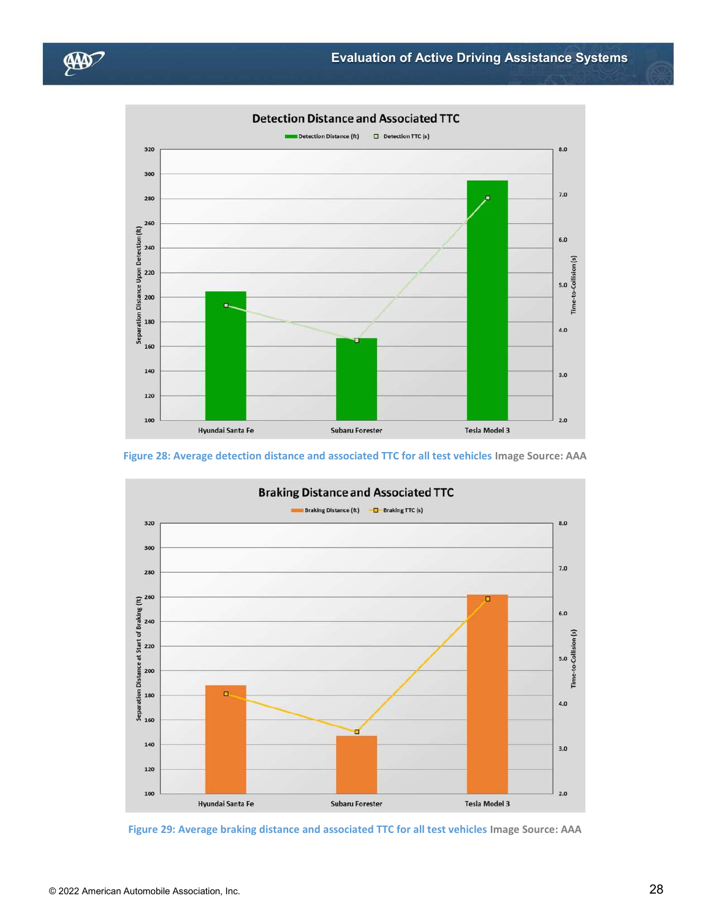Figure 28: Average detection distance and associated TTC for all test vehicles Image Source: AAA

Figure 29: Average braking distance and associated TTC for all test vehicles Image Source: AAA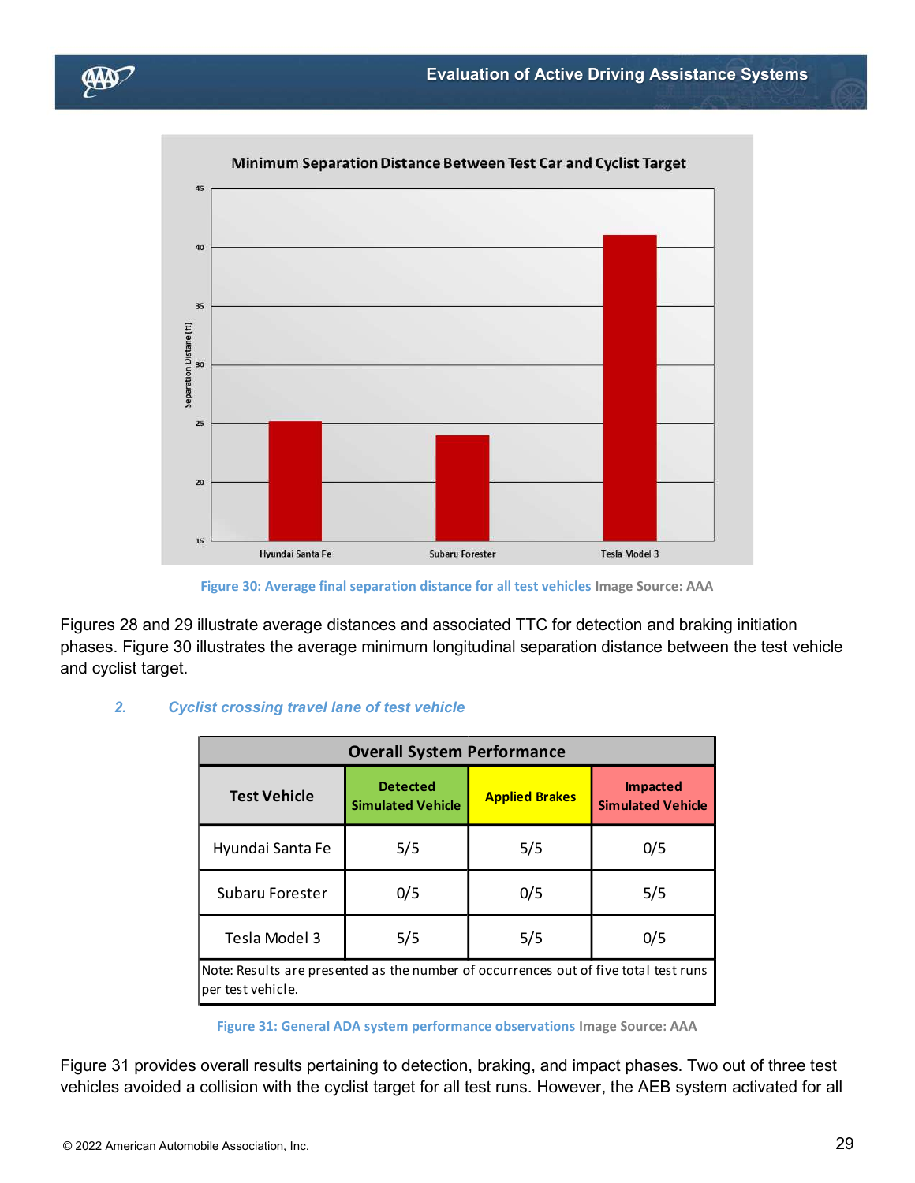Figure 30: Average final separation distance for all test vehicles Image Source: AAA

Figures 28 and 29 illustrate average distances and associated TTC for detection and braking initiation phases. Figure 30 illustrates the average minimum longitudinal separation distance between the test vehicle and cyclist target.

### 2. *Cyclist crossing travel lane of test vehicle*

| Overall System Performance | | | |
|---|---|---|---|
| **Test Vehicle** | **Detected Simulated Vehicle** | **Applied Brakes** | **Impacted Simulated Vehicle** |
| Hyundai Santa Fe | 5/5 | 5/5 | 0/5 |
| Subaru Forester | 0/5 | 0/5 | 5/5 |
| Tesla Model 3 | 5/5 | 5/5 | 0/5 |
| Note: Results are presented as the number of occurrences out of five total test runs per test vehicle. | | | |

Figure 31: General ADA system performance observations Image Source: AAA

Figure 31 provides overall results pertaining to detection, braking, and impact phases. Two out of three test vehicles avoided a collision with the cyclist target for all test runs. However, the AEB system activated for all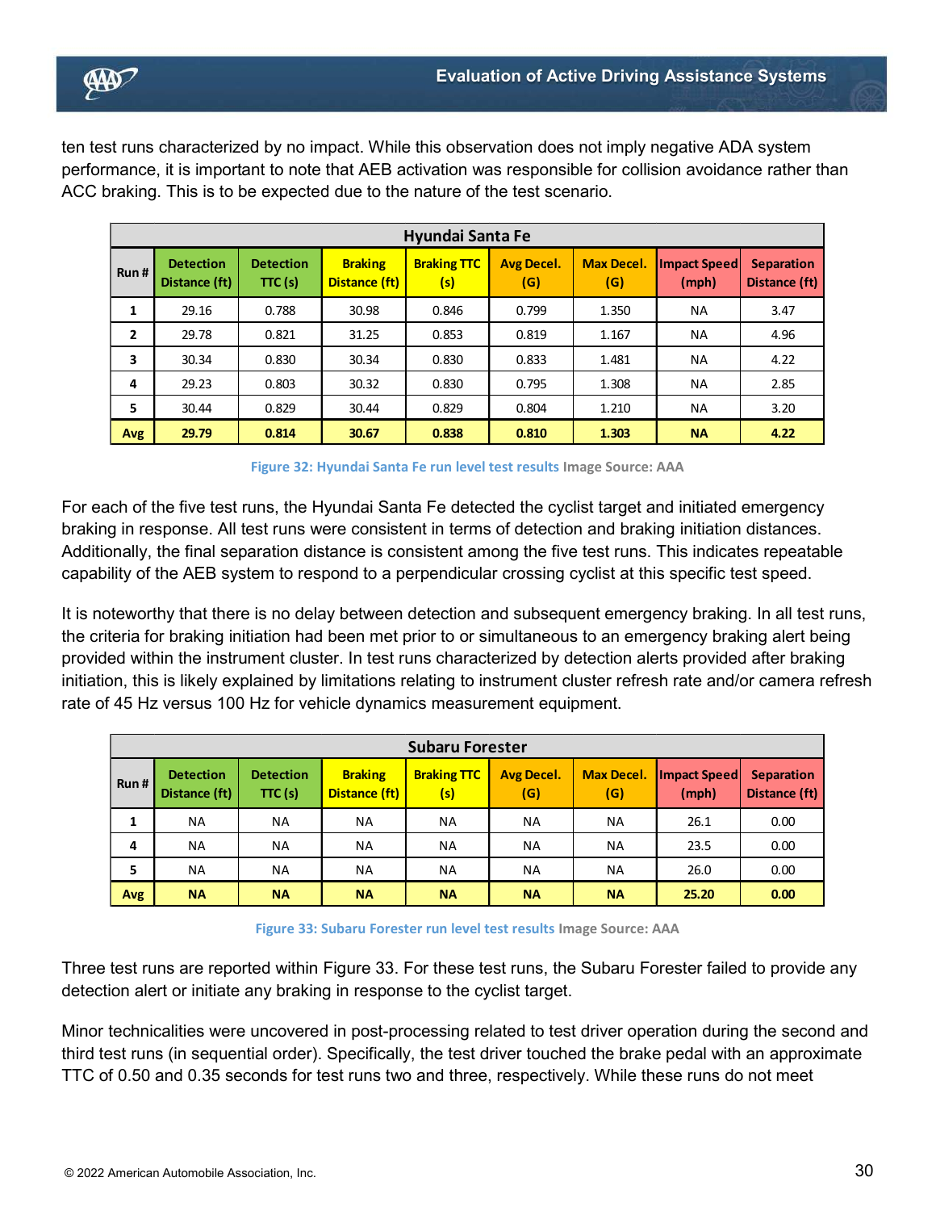ten test runs characterized by no impact. While this observation does not imply negative ADA system performance, it is important to note that AEB activation was responsible for collision avoidance rather than ACC braking. This is to be expected due to the nature of the test scenario.

| Hyundai Santa Fe | | | | | | | | |
|---|---|---|---|---|---|---|---|---|
| Run # | Detection Distance (ft) | Detection TTC (s) | Braking Distance (ft) | Braking TTC (s) | Avg Decel. (G) | Max Decel. (G) | Impact Speed (mph) | Separation Distance (ft) |
| 1 | 29.16 | 0.788 | 30.98 | 0.846 | 0.799 | 1.350 | NA | 3.47 |
| 2 | 29.78 | 0.821 | 31.25 | 0.853 | 0.819 | 1.167 | NA | 4.96 |
| 3 | 30.34 | 0.830 | 30.34 | 0.830 | 0.833 | 1.481 | NA | 4.22 |
| 4 | 29.23 | 0.803 | 30.32 | 0.830 | 0.795 | 1.308 | NA | 2.85 |
| 5 | 30.44 | 0.829 | 30.44 | 0.829 | 0.804 | 1.210 | NA | 3.20 |
| **Avg** | **29.79** | **0.814** | **30.67** | **0.838** | **0.810** | **1.303** | **NA** | **4.22** |

Figure 32: Hyundai Santa Fe run level test results Image Source: AAA

For each of the five test runs, the Hyundai Santa Fe detected the cyclist target and initiated emergency braking in response. All test runs were consistent in terms of detection and braking initiation distances. Additionally, the final separation distance is consistent among the five test runs. This indicates repeatable capability of the AEB system to respond to a perpendicular crossing cyclist at this specific test speed.

It is noteworthy that there is no delay between detection and subsequent emergency braking. In all test runs, the criteria for braking initiation had been met prior to or simultaneous to an emergency braking alert being provided within the instrument cluster. In test runs characterized by detection alerts provided after braking initiation, this is likely explained by limitations relating to instrument cluster refresh rate and/or camera refresh rate of 45 Hz versus 100 Hz for vehicle dynamics measurement equipment.

| Subaru Forester | | | | | | | | |
|---|---|---|---|---|---|---|---|---|
| Run # | Detection Distance (ft) | Detection TTC (s) | Braking Distance (ft) | Braking TTC (s) | Avg Decel. (G) | Max Decel. (G) | Impact Speed (mph) | Separation Distance (ft) |
| 1 | NA | NA | NA | NA | NA | NA | 26.1 | 0.00 |
| 4 | NA | NA | NA | NA | NA | NA | 23.5 | 0.00 |
| 5 | NA | NA | NA | NA | NA | NA | 26.0 | 0.00 |
| **Avg** | **NA** | **NA** | **NA** | **NA** | **NA** | **NA** | **25.20** | **0.00** |

Figure 33: Subaru Forester run level test results Image Source: AAA

Three test runs are reported within Figure 33. For these test runs, the Subaru Forester failed to provide any detection alert or initiate any braking in response to the cyclist target.

Minor technicalities were uncovered in post-processing related to test driver operation during the second and third test runs (in sequential order). Specifically, the test driver touched the brake pedal with an approximate TTC of 0.50 and 0.35 seconds for test runs two and three, respectively. While these runs do not meet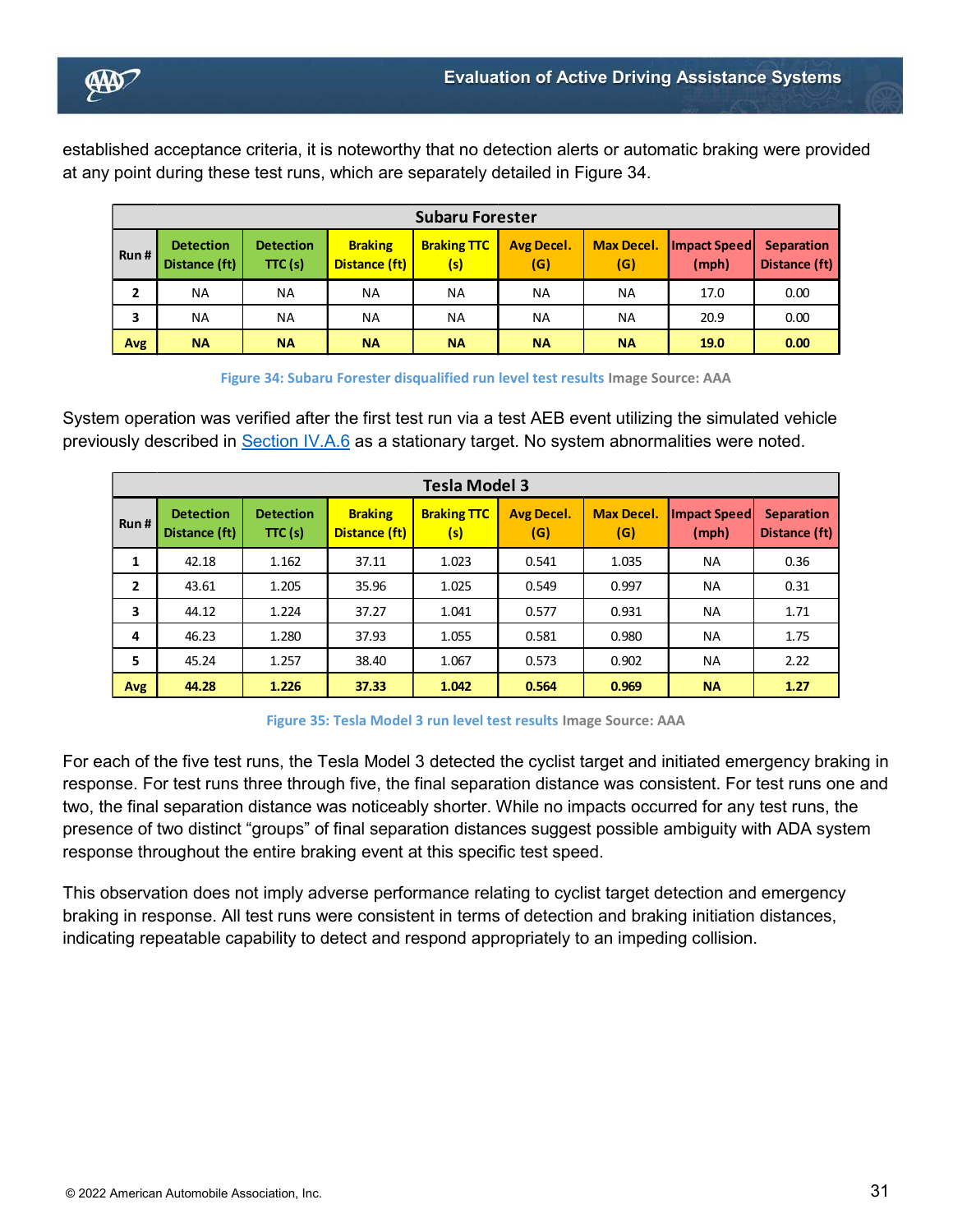established acceptance criteria, it is noteworthy that no detection alerts or automatic braking were provided at any point during these test runs, which are separately detailed in Figure 34.

| Subaru Forester | | | | | | | | |
|---|---|---|---|---|---|---|---|---|
| Run # | Detection Distance (ft) | Detection TTC (s) | Braking Distance (ft) | Braking TTC (s) | Avg Decel. (G) | Max Decel. (G) | Impact Speed (mph) | Separation Distance (ft) |
| 2 | NA | NA | NA | NA | NA | NA | 17.0 | 0.00 |
| 3 | NA | NA | NA | NA | NA | NA | 20.9 | 0.00 |
| **Avg** | **NA** | **NA** | **NA** | **NA** | **NA** | **NA** | **19.0** | **0.00** |

Figure 34: Subaru Forester disqualified run level test results Image Source: AAA

System operation was verified after the first test run via a test AEB event utilizing the simulated vehicle previously described in Section IV.A.6 as a stationary target. No system abnormalities were noted.

| Tesla Model 3 | | | | | | | | |
|---|---|---|---|---|---|---|---|---|
| Run # | Detection Distance (ft) | Detection TTC (s) | Braking Distance (ft) | Braking TTC (s) | Avg Decel. (G) | Max Decel. (G) | Impact Speed (mph) | Separation Distance (ft) |
| 1 | 42.18 | 1.162 | 37.11 | 1.023 | 0.541 | 1.035 | NA | 0.36 |
| 2 | 43.61 | 1.205 | 35.96 | 1.025 | 0.549 | 0.997 | NA | 0.31 |
| 3 | 44.12 | 1.224 | 37.27 | 1.041 | 0.577 | 0.931 | NA | 1.71 |
| 4 | 46.23 | 1.280 | 37.93 | 1.055 | 0.581 | 0.980 | NA | 1.75 |
| 5 | 45.24 | 1.257 | 38.40 | 1.067 | 0.573 | 0.902 | NA | 2.22 |
| **Avg** | **44.28** | **1.226** | **37.33** | **1.042** | **0.564** | **0.969** | **NA** | **1.27** |

Figure 35: Tesla Model 3 run level test results Image Source: AAA

For each of the five test runs, the Tesla Model 3 detected the cyclist target and initiated emergency braking in response. For test runs three through five, the final separation distance was consistent. For test runs one and two, the final separation distance was noticeably shorter. While no impacts occurred for any test runs, the presence of two distinct "groups" of final separation distances suggest possible ambiguity with ADA system response throughout the entire braking event at this specific test speed.

This observation does not imply adverse performance relating to cyclist target detection and emergency braking in response. All test runs were consistent in terms of detection and braking initiation distances, indicating repeatable capability to detect and respond appropriately to an impeding collision.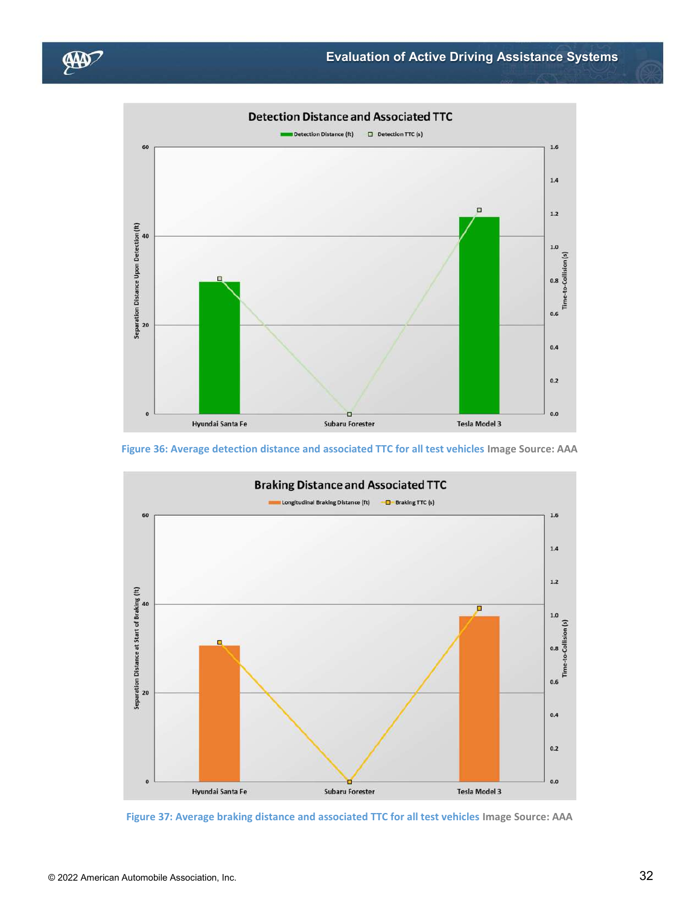Figure 36: Average detection distance and associated TTC for all test vehicles Image Source: AAA

Figure 37: Average braking distance and associated TTC for all test vehicles Image Source: AAA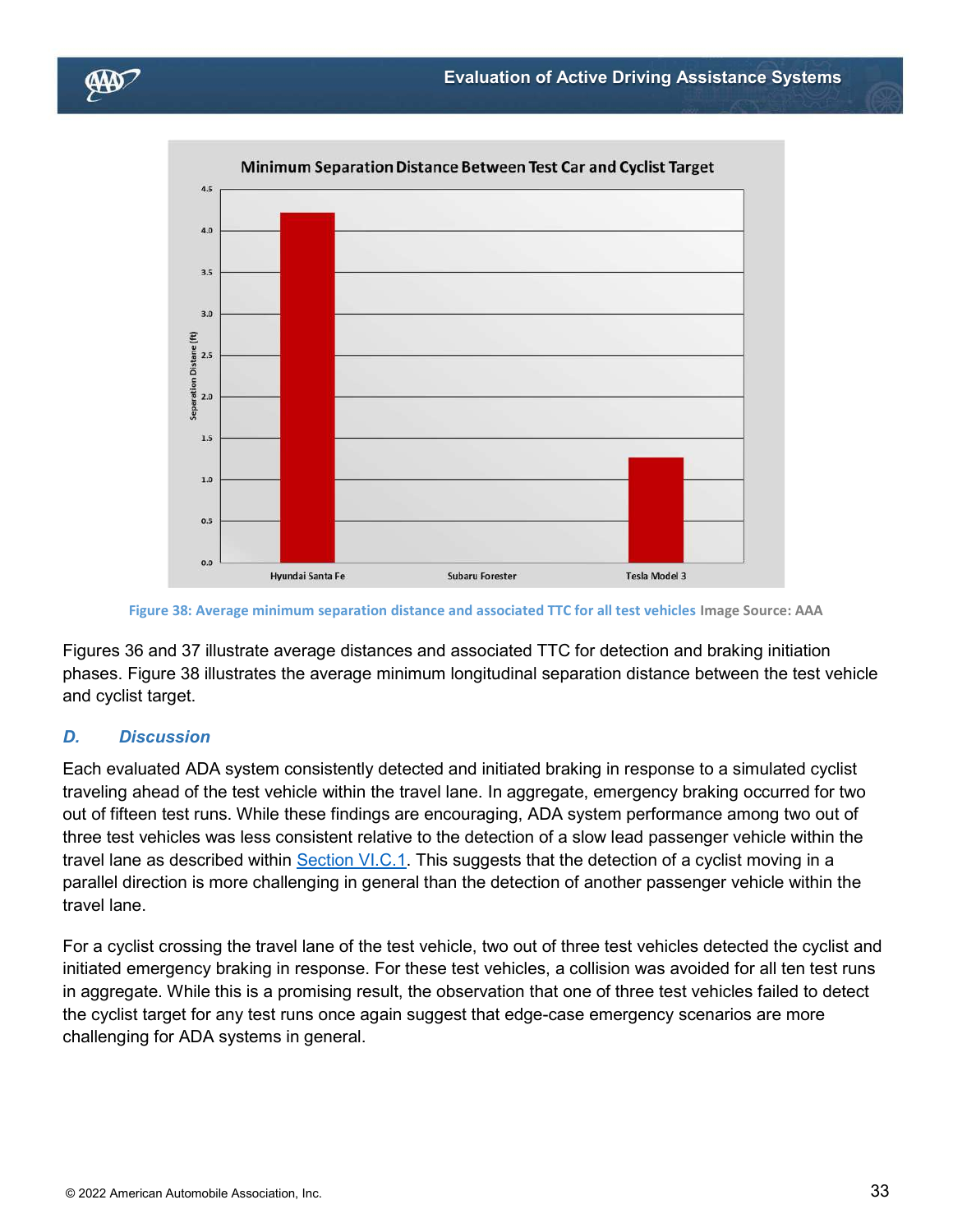Figure 38: Average minimum separation distance and associated TTC for all test vehicles Image Source: AAA

Figures 36 and 37 illustrate average distances and associated TTC for detection and braking initiation phases. Figure 38 illustrates the average minimum longitudinal separation distance between the test vehicle and cyclist target.

### *D. Discussion*

Each evaluated ADA system consistently detected and initiated braking in response to a simulated cyclist traveling ahead of the test vehicle within the travel lane. In aggregate, emergency braking occurred for two out of fifteen test runs. While these findings are encouraging, ADA system performance among two out of three test vehicles was less consistent relative to the detection of a slow lead passenger vehicle within the travel lane as described within Section VI.C.1. This suggests that the detection of a cyclist moving in a parallel direction is more challenging in general than the detection of another passenger vehicle within the travel lane.

For a cyclist crossing the travel lane of the test vehicle, two out of three test vehicles detected the cyclist and initiated emergency braking in response. For these test vehicles, a collision was avoided for all ten test runs in aggregate. While this is a promising result, the observation that one of three test vehicles failed to detect the cyclist target for any test runs once again suggest that edge-case emergency scenarios are more challenging for ADA systems in general.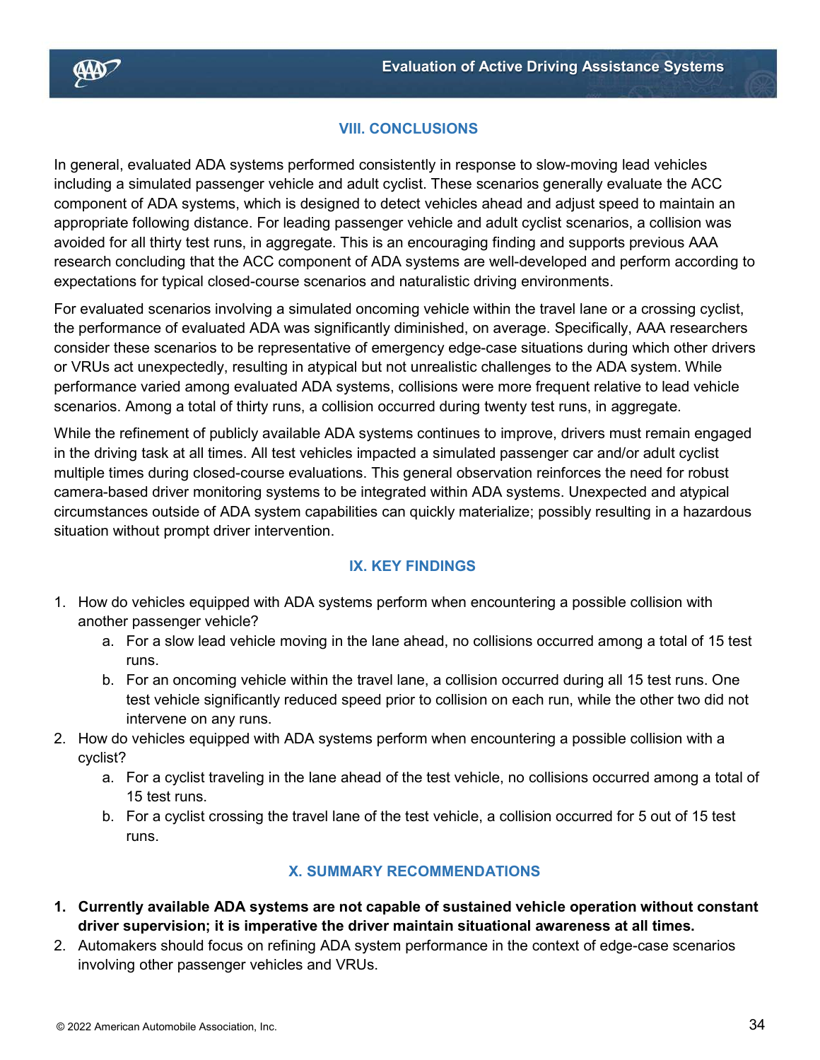## VIII. CONCLUSIONS

In general, evaluated ADA systems performed consistently in response to slow-moving lead vehicles including a simulated passenger vehicle and adult cyclist. These scenarios generally evaluate the ACC component of ADA systems, which is designed to detect vehicles ahead and adjust speed to maintain an appropriate following distance. For leading passenger vehicle and adult cyclist scenarios, a collision was avoided for all thirty test runs, in aggregate. This is an encouraging finding and supports previous AAA research concluding that the ACC component of ADA systems are well-developed and perform according to expectations for typical closed-course scenarios and naturalistic driving environments.

For evaluated scenarios involving a simulated oncoming vehicle within the travel lane or a crossing cyclist, the performance of evaluated ADA was significantly diminished, on average. Specifically, AAA researchers consider these scenarios to be representative of emergency edge-case situations during which other drivers or VRUs act unexpectedly, resulting in atypical but not unrealistic challenges to the ADA system. While performance varied among evaluated ADA systems, collisions were more frequent relative to lead vehicle scenarios. Among a total of thirty runs, a collision occurred during twenty test runs, in aggregate.

While the refinement of publicly available ADA systems continues to improve, drivers must remain engaged in the driving task at all times. All test vehicles impacted a simulated passenger car and/or adult cyclist multiple times during closed-course evaluations. This general observation reinforces the need for robust camera-based driver monitoring systems to be integrated within ADA systems. Unexpected and atypical circumstances outside of ADA system capabilities can quickly materialize; possibly resulting in a hazardous situation without prompt driver intervention.

## IX. KEY FINDINGS

1. How do vehicles equipped with ADA systems perform when encountering a possible collision with another passenger vehicle?
   a. For a slow lead vehicle moving in the lane ahead, no collisions occurred among a total of 15 test runs.
   b. For an oncoming vehicle within the travel lane, a collision occurred during all 15 test runs. One test vehicle significantly reduced speed prior to collision on each run, while the other two did not intervene on any runs.
2. How do vehicles equipped with ADA systems perform when encountering a possible collision with a cyclist?
   a. For a cyclist traveling in the lane ahead of the test vehicle, no collisions occurred among a total of 15 test runs.
   b. For a cyclist crossing the travel lane of the test vehicle, a collision occurred for 5 out of 15 test runs.

## X. SUMMARY RECOMMENDATIONS

1. **Currently available ADA systems are not capable of sustained vehicle operation without constant driver supervision; it is imperative the driver maintain situational awareness at all times.**
2. Automakers should focus on refining ADA system performance in the context of edge-case scenarios involving other passenger vehicles and VRUs.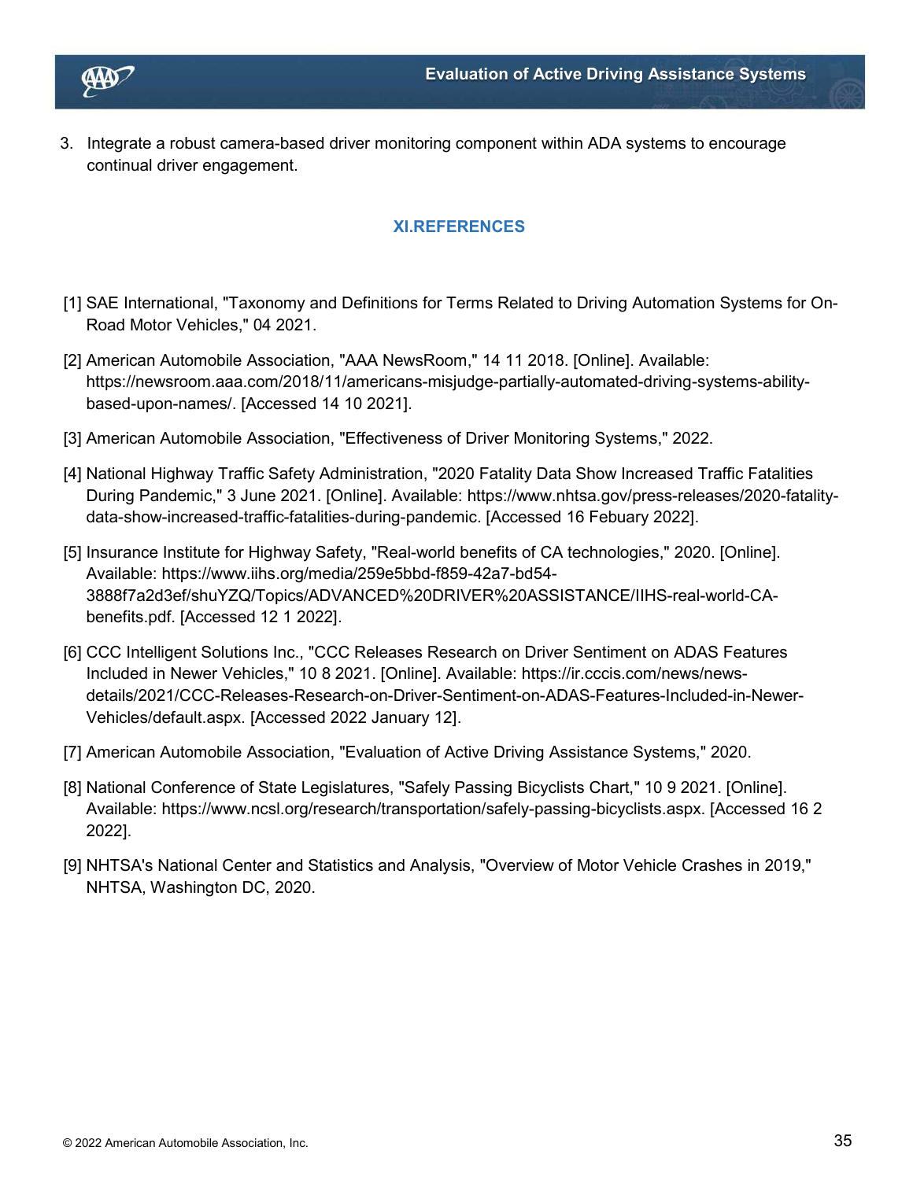3. Integrate a robust camera-based driver monitoring component within ADA systems to encourage continual driver engagement.

## XI.REFERENCES

[1] SAE International, "Taxonomy and Definitions for Terms Related to Driving Automation Systems for On-Road Motor Vehicles," 04 2021.

[2] American Automobile Association, "AAA NewsRoom," 14 11 2018. [Online]. Available: https://newsroom.aaa.com/2018/11/americans-misjudge-partially-automated-driving-systems-ability-based-upon-names/. [Accessed 14 10 2021].

[3] American Automobile Association, "Effectiveness of Driver Monitoring Systems," 2022.

[4] National Highway Traffic Safety Administration, "2020 Fatality Data Show Increased Traffic Fatalities During Pandemic," 3 June 2021. [Online]. Available: https://www.nhtsa.gov/press-releases/2020-fatality-data-show-increased-traffic-fatalities-during-pandemic. [Accessed 16 Febuary 2022].

[5] Insurance Institute for Highway Safety, "Real-world benefits of CA technologies," 2020. [Online]. Available: https://www.iihs.org/media/259e5bbd-f859-42a7-bd54-3888f7a2d3ef/shuYZQ/Topics/ADVANCED%20DRIVER%20ASSISTANCE/IIHS-real-world-CA-benefits.pdf. [Accessed 12 1 2022].

[6] CCC Intelligent Solutions Inc., "CCC Releases Research on Driver Sentiment on ADAS Features Included in Newer Vehicles," 10 8 2021. [Online]. Available: https://ir.cccis.com/news/news-details/2021/CCC-Releases-Research-on-Driver-Sentiment-on-ADAS-Features-Included-in-Newer-Vehicles/default.aspx. [Accessed 2022 January 12].

[7] American Automobile Association, "Evaluation of Active Driving Assistance Systems," 2020.

[8] National Conference of State Legislatures, "Safely Passing Bicyclists Chart," 10 9 2021. [Online]. Available: https://www.ncsl.org/research/transportation/safely-passing-bicyclists.aspx. [Accessed 16 2 2022].

[9] NHTSA's National Center and Statistics and Analysis, "Overview of Motor Vehicle Crashes in 2019," NHTSA, Washington DC, 2020.